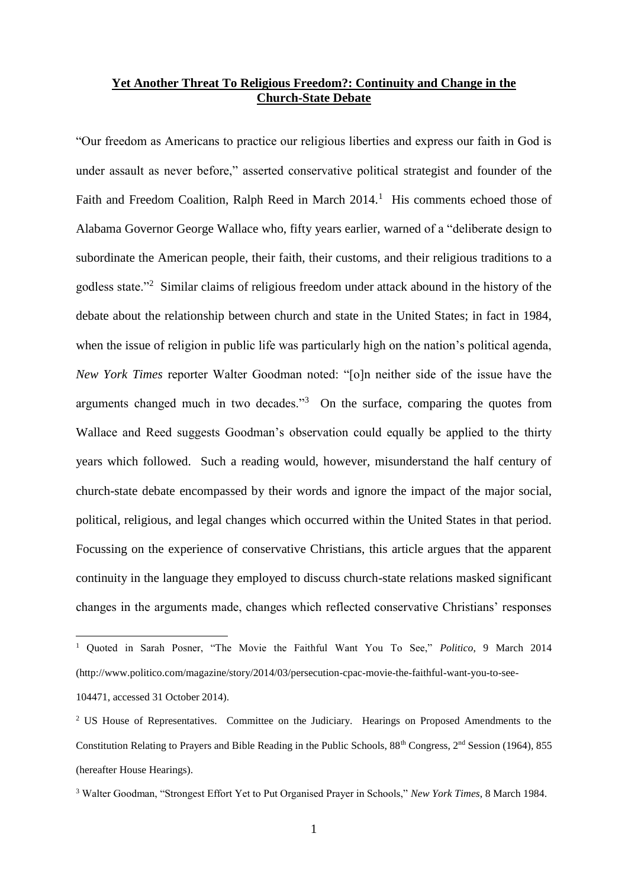# **Yet Another Threat To Religious Freedom?: Continuity and Change in the Church-State Debate**

"Our freedom as Americans to practice our religious liberties and express our faith in God is under assault as never before," asserted conservative political strategist and founder of the Faith and Freedom Coalition, Ralph Reed in March 2014.[1] His comments echoed those of Alabama Governor George Wallace who, fifty years earlier, warned of a "deliberate design to subordinate the American people, their faith, their customs, and their religious traditions to a godless state."[2] Similar claims of religious freedom under attack abound in the history of the debate about the relationship between church and state in the United States; in fact in 1984, when the issue of religion in public life was particularly high on the nation's political agenda, *New York Times* reporter Walter Goodman noted: "[o]n neither side of the issue have the arguments changed much in two decades."[3] On the surface, comparing the quotes from Wallace and Reed suggests Goodman's observation could equally be applied to the thirty years which followed. Such a reading would, however, misunderstand the half century of church-state debate encompassed by their words and ignore the impact of the major social, political, religious, and legal changes which occurred within the United States in that period. Focussing on the experience of conservative Christians, this article argues that the apparent continuity in the language they employed to discuss church-state relations masked significant changes in the arguments made, changes which reflected conservative Christians' responses

---

[1] Quoted in Sarah Posner, "The Movie the Faithful Want You To See," *Politico*, 9 March 2014 (http://www.politico.com/magazine/story/2014/03/persecution-cpac-movie-the-faithful-want-you-to-see-104471, accessed 31 October 2014).

[2] US House of Representatives. Committee on the Judiciary. Hearings on Proposed Amendments to the Constitution Relating to Prayers and Bible Reading in the Public Schools, 88th Congress, 2nd Session (1964), 855 (hereafter House Hearings).

[3] Walter Goodman, "Strongest Effort Yet to Put Organised Prayer in Schools," *New York Times*, 8 March 1984.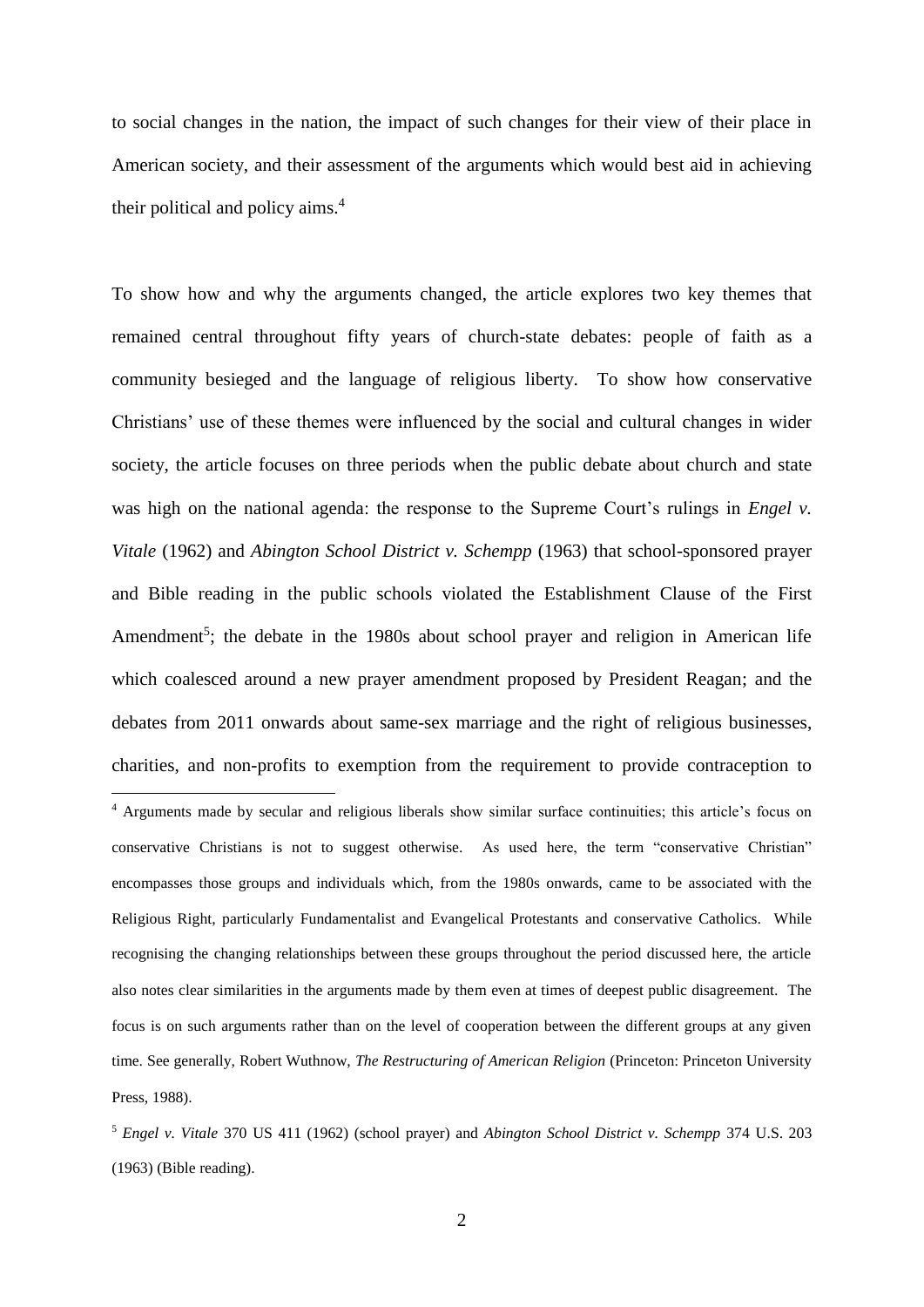to social changes in the nation, the impact of such changes for their view of their place in American society, and their assessment of the arguments which would best aid in achieving their political and policy aims.[4]

To show how and why the arguments changed, the article explores two key themes that remained central throughout fifty years of church-state debates: people of faith as a community besieged and the language of religious liberty. To show how conservative Christians' use of these themes were influenced by the social and cultural changes in wider society, the article focuses on three periods when the public debate about church and state was high on the national agenda: the response to the Supreme Court's rulings in *Engel v. Vitale* (1962) and *Abington School District v. Schempp* (1963) that school-sponsored prayer and Bible reading in the public schools violated the Establishment Clause of the First Amendment[5]; the debate in the 1980s about school prayer and religion in American life which coalesced around a new prayer amendment proposed by President Reagan; and the debates from 2011 onwards about same-sex marriage and the right of religious businesses, charities, and non-profits to exemption from the requirement to provide contraception to

---

[4] Arguments made by secular and religious liberals show similar surface continuities; this article's focus on conservative Christians is not to suggest otherwise. As used here, the term "conservative Christian" encompasses those groups and individuals which, from the 1980s onwards, came to be associated with the Religious Right, particularly Fundamentalist and Evangelical Protestants and conservative Catholics. While recognising the changing relationships between these groups throughout the period discussed here, the article also notes clear similarities in the arguments made by them even at times of deepest public disagreement. The focus is on such arguments rather than on the level of cooperation between the different groups at any given time. See generally, Robert Wuthnow, *The Restructuring of American Religion* (Princeton: Princeton University Press, 1988).

[5] *Engel v. Vitale* 370 US 411 (1962) (school prayer) and *Abington School District v. Schempp* 374 U.S. 203 (1963) (Bible reading).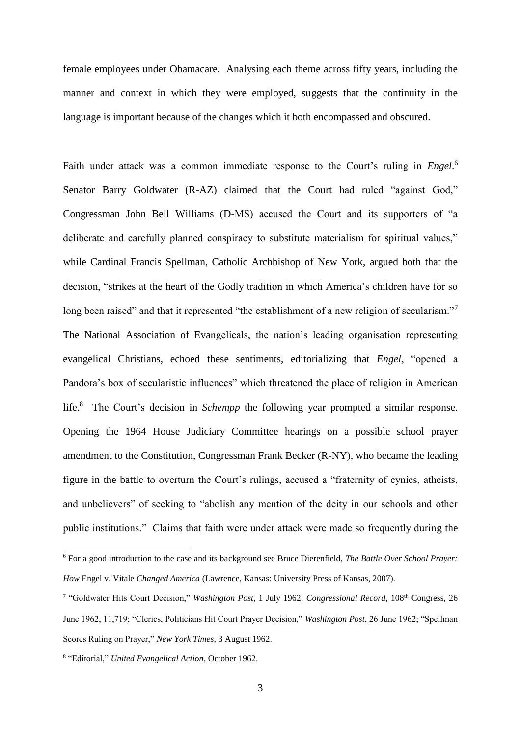female employees under Obamacare. Analysing each theme across fifty years, including the manner and context in which they were employed, suggests that the continuity in the language is important because of the changes which it both encompassed and obscured.

Faith under attack was a common immediate response to the Court's ruling in *Engel*.[6] Senator Barry Goldwater (R-AZ) claimed that the Court had ruled "against God," Congressman John Bell Williams (D-MS) accused the Court and its supporters of "a deliberate and carefully planned conspiracy to substitute materialism for spiritual values," while Cardinal Francis Spellman, Catholic Archbishop of New York, argued both that the decision, "strikes at the heart of the Godly tradition in which America's children have for so long been raised" and that it represented "the establishment of a new religion of secularism."[7] The National Association of Evangelicals, the nation's leading organisation representing evangelical Christians, echoed these sentiments, editorializing that *Engel*, "opened a Pandora's box of secularistic influences" which threatened the place of religion in American life.[8] The Court's decision in *Schempp* the following year prompted a similar response. Opening the 1964 House Judiciary Committee hearings on a possible school prayer amendment to the Constitution, Congressman Frank Becker (R-NY), who became the leading figure in the battle to overturn the Court's rulings, accused a "fraternity of cynics, atheists, and unbelievers" of seeking to "abolish any mention of the deity in our schools and other public institutions." Claims that faith were under attack were made so frequently during the

---

[6] For a good introduction to the case and its background see Bruce Dierenfield, *The Battle Over School Prayer: How* Engel v. Vitale *Changed America* (Lawrence, Kansas: University Press of Kansas, 2007).

[7] "Goldwater Hits Court Decision," *Washington Post*, 1 July 1962; *Congressional Record*, 108th Congress, 26 June 1962, 11,719; "Clerics, Politicians Hit Court Prayer Decision," *Washington Post*, 26 June 1962; "Spellman Scores Ruling on Prayer," *New York Times*, 3 August 1962.

[8] "Editorial," *United Evangelical Action*, October 1962.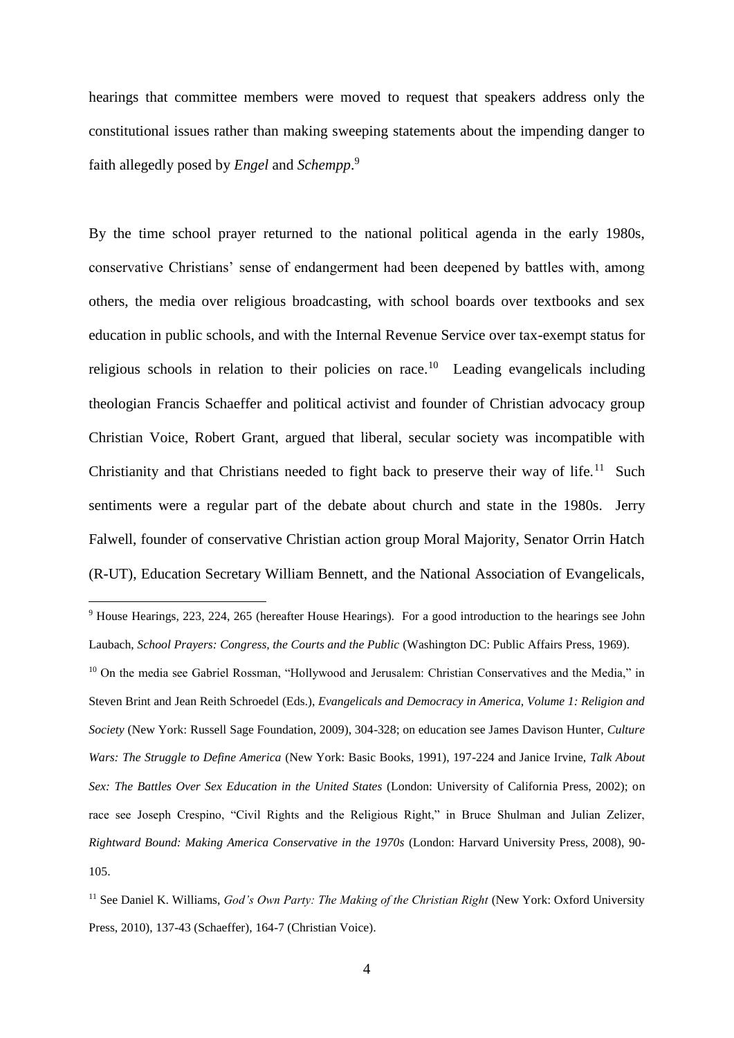hearings that committee members were moved to request that speakers address only the constitutional issues rather than making sweeping statements about the impending danger to faith allegedly posed by *Engel* and *Schempp*.[9]

By the time school prayer returned to the national political agenda in the early 1980s, conservative Christians' sense of endangerment had been deepened by battles with, among others, the media over religious broadcasting, with school boards over textbooks and sex education in public schools, and with the Internal Revenue Service over tax-exempt status for religious schools in relation to their policies on race.[10] Leading evangelicals including theologian Francis Schaeffer and political activist and founder of Christian advocacy group Christian Voice, Robert Grant, argued that liberal, secular society was incompatible with Christianity and that Christians needed to fight back to preserve their way of life.[11] Such sentiments were a regular part of the debate about church and state in the 1980s. Jerry Falwell, founder of conservative Christian action group Moral Majority, Senator Orrin Hatch (R-UT), Education Secretary William Bennett, and the National Association of Evangelicals,

---

[9] House Hearings, 223, 224, 265 (hereafter House Hearings). For a good introduction to the hearings see John Laubach, *School Prayers: Congress, the Courts and the Public* (Washington DC: Public Affairs Press, 1969).

[10] On the media see Gabriel Rossman, "Hollywood and Jerusalem: Christian Conservatives and the Media," in Steven Brint and Jean Reith Schroedel (Eds.), *Evangelicals and Democracy in America, Volume 1: Religion and Society* (New York: Russell Sage Foundation, 2009), 304-328; on education see James Davison Hunter, *Culture Wars: The Struggle to Define America* (New York: Basic Books, 1991), 197-224 and Janice Irvine, *Talk About Sex: The Battles Over Sex Education in the United States* (London: University of California Press, 2002); on race see Joseph Crespino, "Civil Rights and the Religious Right," in Bruce Shulman and Julian Zelizer, *Rightward Bound: Making America Conservative in the 1970s* (London: Harvard University Press, 2008), 90-105.

[11] See Daniel K. Williams, *God's Own Party: The Making of the Christian Right* (New York: Oxford University Press, 2010), 137-43 (Schaeffer), 164-7 (Christian Voice).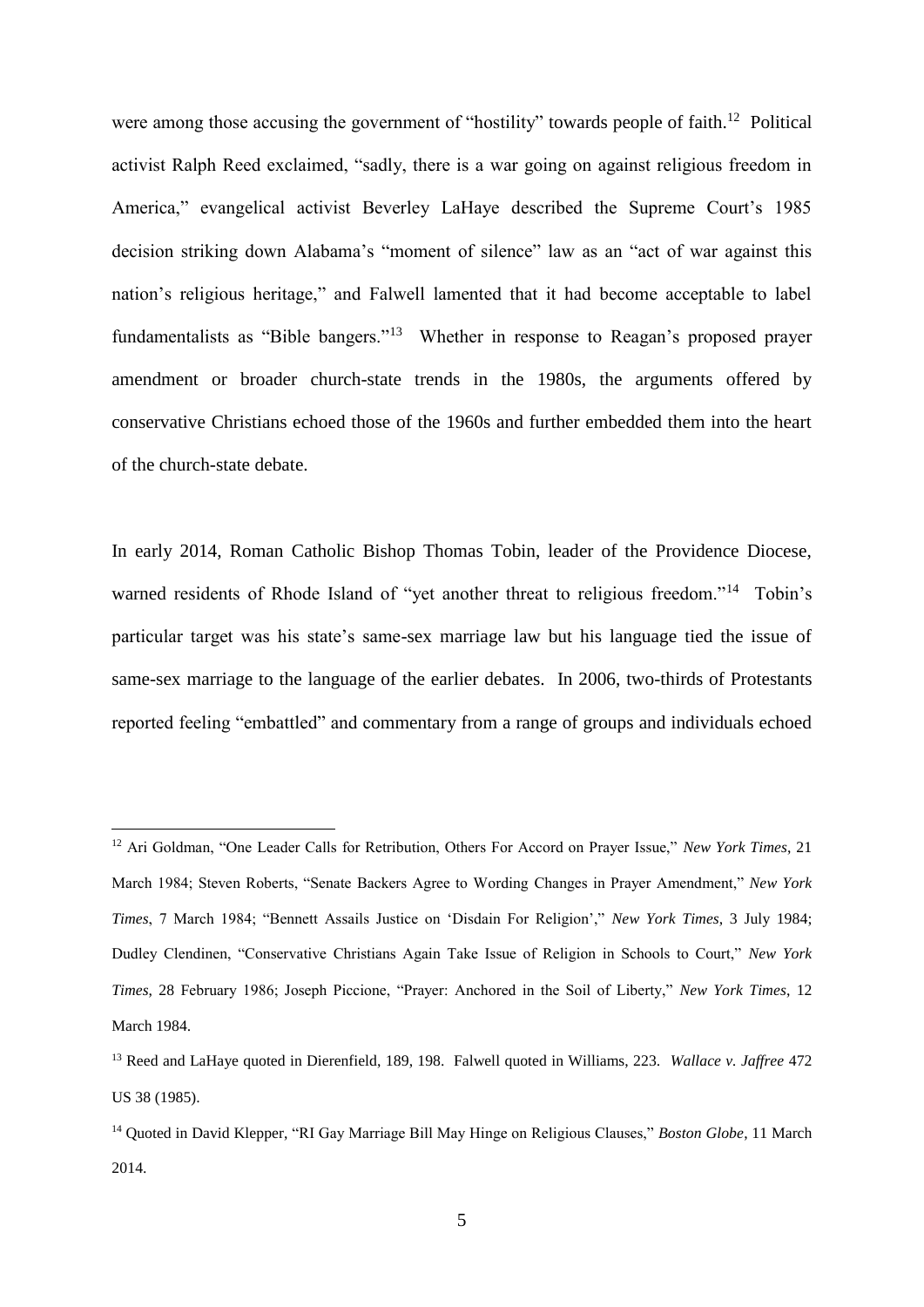were among those accusing the government of "hostility" towards people of faith.[12] Political activist Ralph Reed exclaimed, "sadly, there is a war going on against religious freedom in America," evangelical activist Beverley LaHaye described the Supreme Court's 1985 decision striking down Alabama's "moment of silence" law as an "act of war against this nation's religious heritage," and Falwell lamented that it had become acceptable to label fundamentalists as "Bible bangers."[13] Whether in response to Reagan's proposed prayer amendment or broader church-state trends in the 1980s, the arguments offered by conservative Christians echoed those of the 1960s and further embedded them into the heart of the church-state debate.

In early 2014, Roman Catholic Bishop Thomas Tobin, leader of the Providence Diocese, warned residents of Rhode Island of "yet another threat to religious freedom."[14] Tobin's particular target was his state's same-sex marriage law but his language tied the issue of same-sex marriage to the language of the earlier debates. In 2006, two-thirds of Protestants reported feeling "embattled" and commentary from a range of groups and individuals echoed

---

[12] Ari Goldman, "One Leader Calls for Retribution, Others For Accord on Prayer Issue," *New York Times*, 21 March 1984; Steven Roberts, "Senate Backers Agree to Wording Changes in Prayer Amendment," *New York Times*, 7 March 1984; "Bennett Assails Justice on 'Disdain For Religion'," *New York Times*, 3 July 1984; Dudley Clendinen, "Conservative Christians Again Take Issue of Religion in Schools to Court," *New York Times*, 28 February 1986; Joseph Piccione, "Prayer: Anchored in the Soil of Liberty," *New York Times*, 12 March 1984.

[13] Reed and LaHaye quoted in Dierenfield, 189, 198. Falwell quoted in Williams, 223. *Wallace v. Jaffree* 472 US 38 (1985).

[14] Quoted in David Klepper, "RI Gay Marriage Bill May Hinge on Religious Clauses," *Boston Globe*, 11 March 2014.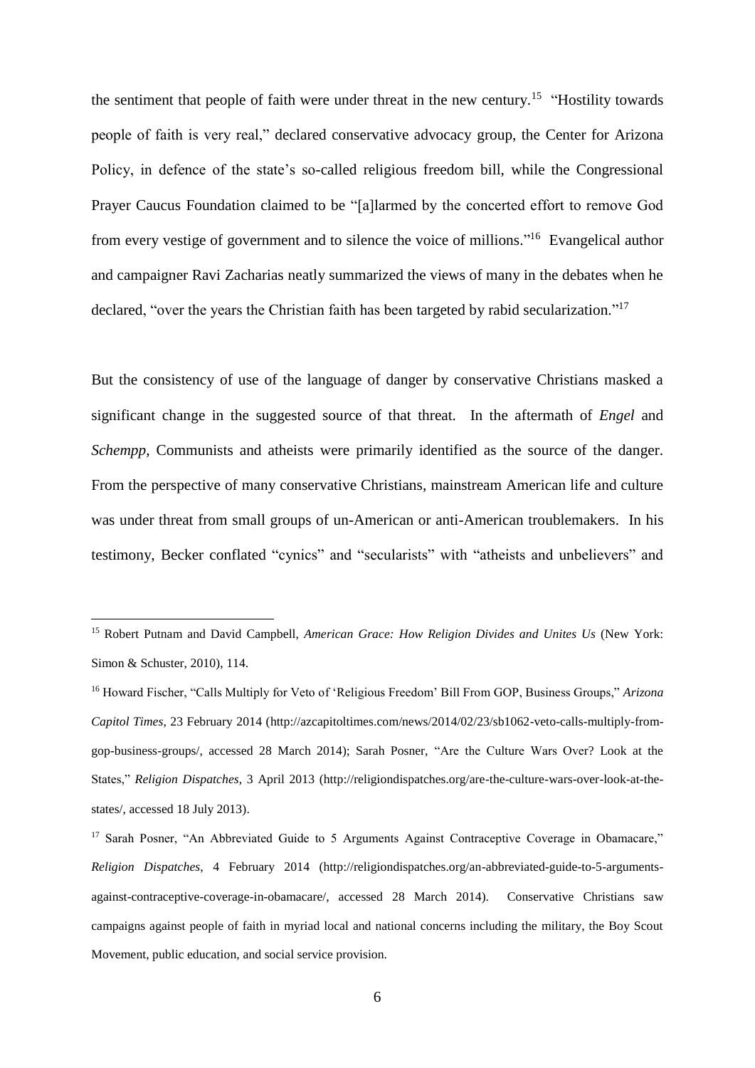the sentiment that people of faith were under threat in the new century.[15] "Hostility towards people of faith is very real," declared conservative advocacy group, the Center for Arizona Policy, in defence of the state's so-called religious freedom bill, while the Congressional Prayer Caucus Foundation claimed to be "[a]larmed by the concerted effort to remove God from every vestige of government and to silence the voice of millions."[16] Evangelical author and campaigner Ravi Zacharias neatly summarized the views of many in the debates when he declared, "over the years the Christian faith has been targeted by rabid secularization."[17]

But the consistency of use of the language of danger by conservative Christians masked a significant change in the suggested source of that threat. In the aftermath of *Engel* and *Schempp*, Communists and atheists were primarily identified as the source of the danger. From the perspective of many conservative Christians, mainstream American life and culture was under threat from small groups of un-American or anti-American troublemakers. In his testimony, Becker conflated "cynics" and "secularists" with "atheists and unbelievers" and

---

[15] Robert Putnam and David Campbell, *American Grace: How Religion Divides and Unites Us* (New York: Simon & Schuster, 2010), 114.

[16] Howard Fischer, "Calls Multiply for Veto of 'Religious Freedom' Bill From GOP, Business Groups," *Arizona Capitol Times*, 23 February 2014 (http://azcapitoltimes.com/news/2014/02/23/sb1062-veto-calls-multiply-from-gop-business-groups/, accessed 28 March 2014); Sarah Posner, "Are the Culture Wars Over? Look at the States," *Religion Dispatches*, 3 April 2013 (http://religiondispatches.org/are-the-culture-wars-over-look-at-the-states/, accessed 18 July 2013).

[17] Sarah Posner, "An Abbreviated Guide to 5 Arguments Against Contraceptive Coverage in Obamacare," *Religion Dispatches*, 4 February 2014 (http://religiondispatches.org/an-abbreviated-guide-to-5-arguments-against-contraceptive-coverage-in-obamacare/, accessed 28 March 2014). Conservative Christians saw campaigns against people of faith in myriad local and national concerns including the military, the Boy Scout Movement, public education, and social service provision.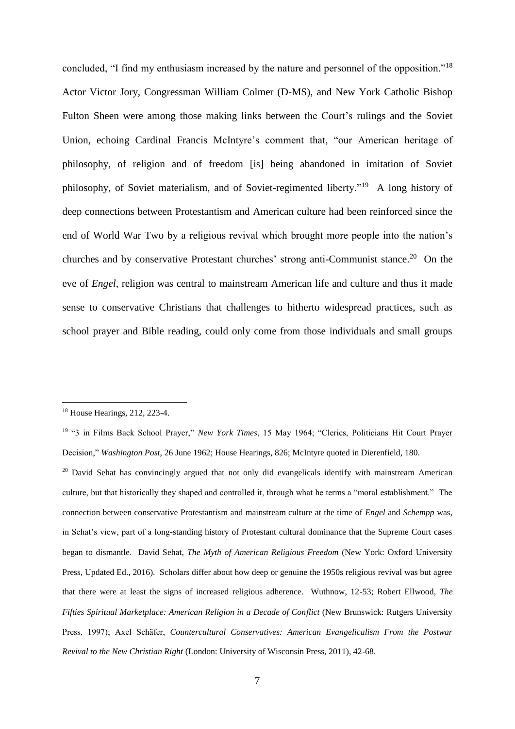concluded, "I find my enthusiasm increased by the nature and personnel of the opposition."[18] Actor Victor Jory, Congressman William Colmer (D-MS), and New York Catholic Bishop Fulton Sheen were among those making links between the Court's rulings and the Soviet Union, echoing Cardinal Francis McIntyre's comment that, "our American heritage of philosophy, of religion and of freedom [is] being abandoned in imitation of Soviet philosophy, of Soviet materialism, and of Soviet-regimented liberty."[19] A long history of deep connections between Protestantism and American culture had been reinforced since the end of World War Two by a religious revival which brought more people into the nation's churches and by conservative Protestant churches' strong anti-Communist stance.[20] On the eve of *Engel*, religion was central to mainstream American life and culture and thus it made sense to conservative Christians that challenges to hitherto widespread practices, such as school prayer and Bible reading, could only come from those individuals and small groups

---

[18] House Hearings, 212, 223-4.

[19] "3 in Films Back School Prayer," *New York Times*, 15 May 1964; "Clerics, Politicians Hit Court Prayer Decision," *Washington Post*, 26 June 1962; House Hearings, 826; McIntyre quoted in Dierenfield, 180.

[20] David Sehat has convincingly argued that not only did evangelicals identify with mainstream American culture, but that historically they shaped and controlled it, through what he terms a "moral establishment." The connection between conservative Protestantism and mainstream culture at the time of *Engel* and *Schempp* was, in Sehat's view, part of a long-standing history of Protestant cultural dominance that the Supreme Court cases began to dismantle. David Sehat, *The Myth of American Religious Freedom* (New York: Oxford University Press, Updated Ed., 2016). Scholars differ about how deep or genuine the 1950s religious revival was but agree that there were at least the signs of increased religious adherence. Wuthnow, 12-53; Robert Ellwood, *The Fifties Spiritual Marketplace: American Religion in a Decade of Conflict* (New Brunswick: Rutgers University Press, 1997); Axel Schäfer, *Countercultural Conservatives: American Evangelicalism From the Postwar Revival to the New Christian Right* (London: University of Wisconsin Press, 2011), 42-68.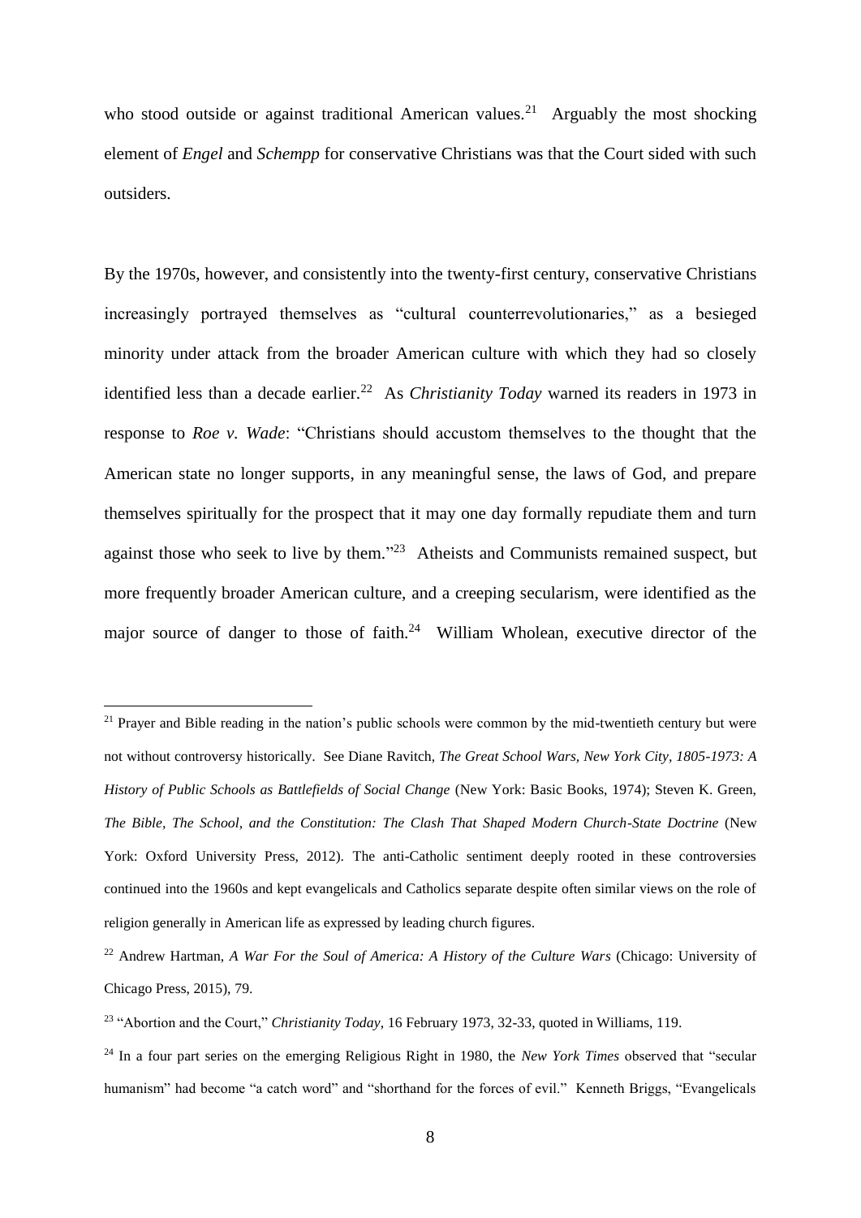who stood outside or against traditional American values.[21] Arguably the most shocking element of *Engel* and *Schempp* for conservative Christians was that the Court sided with such outsiders.

By the 1970s, however, and consistently into the twenty-first century, conservative Christians increasingly portrayed themselves as "cultural counterrevolutionaries," as a besieged minority under attack from the broader American culture with which they had so closely identified less than a decade earlier.[22] As *Christianity Today* warned its readers in 1973 in response to *Roe v. Wade*: "Christians should accustom themselves to the thought that the American state no longer supports, in any meaningful sense, the laws of God, and prepare themselves spiritually for the prospect that it may one day formally repudiate them and turn against those who seek to live by them."[23] Atheists and Communists remained suspect, but more frequently broader American culture, and a creeping secularism, were identified as the major source of danger to those of faith.[24] William Wholean, executive director of the

---

[21] Prayer and Bible reading in the nation's public schools were common by the mid-twentieth century but were not without controversy historically. See Diane Ravitch, *The Great School Wars, New York City, 1805-1973: A History of Public Schools as Battlefields of Social Change* (New York: Basic Books, 1974); Steven K. Green, *The Bible, The School, and the Constitution: The Clash That Shaped Modern Church-State Doctrine* (New York: Oxford University Press, 2012). The anti-Catholic sentiment deeply rooted in these controversies continued into the 1960s and kept evangelicals and Catholics separate despite often similar views on the role of religion generally in American life as expressed by leading church figures.

[22] Andrew Hartman, *A War For the Soul of America: A History of the Culture Wars* (Chicago: University of Chicago Press, 2015), 79.

[23] "Abortion and the Court," *Christianity Today*, 16 February 1973, 32-33, quoted in Williams, 119.

[24] In a four part series on the emerging Religious Right in 1980, the *New York Times* observed that "secular humanism" had become "a catch word" and "shorthand for the forces of evil." Kenneth Briggs, "Evangelicals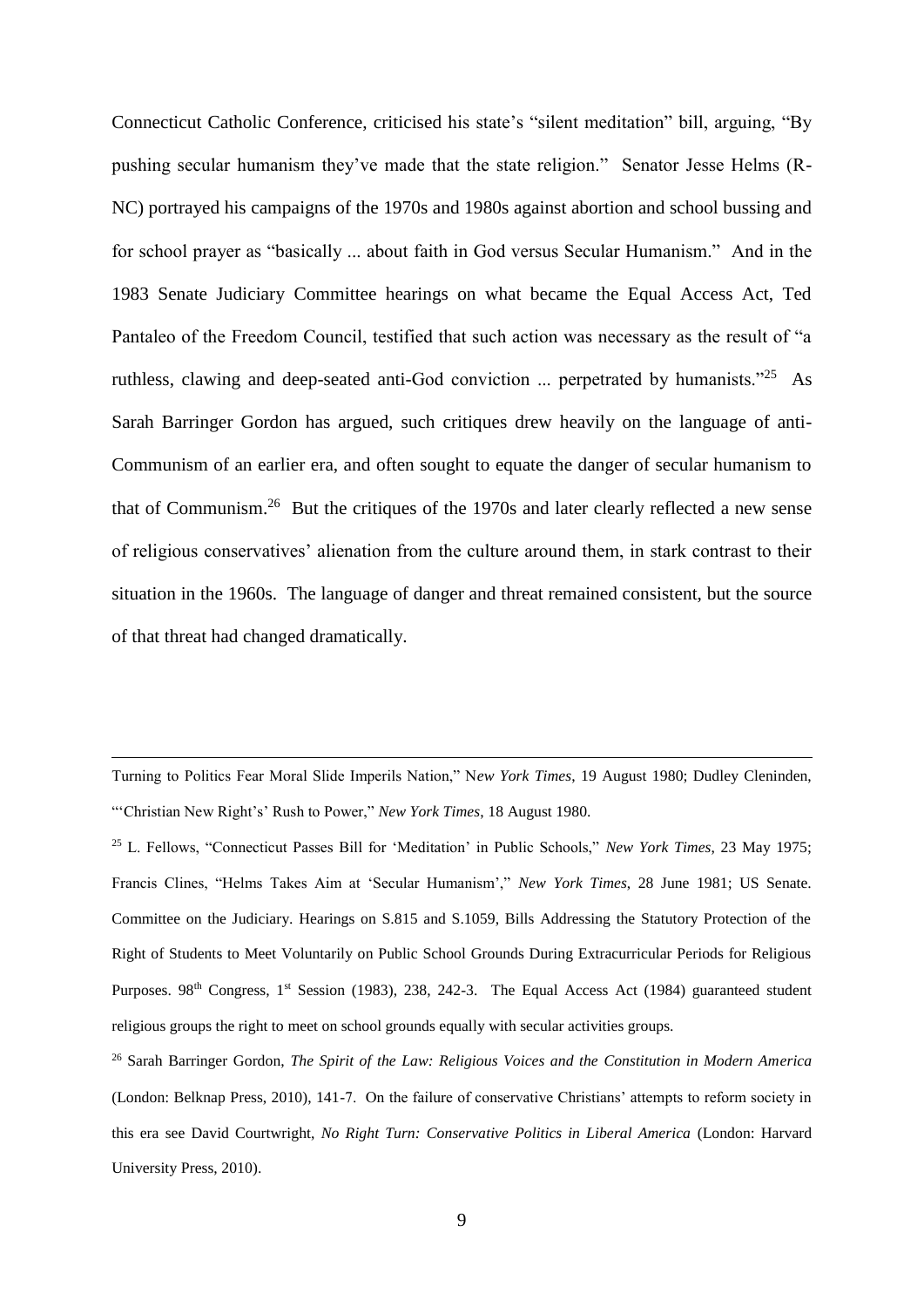Connecticut Catholic Conference, criticised his state's "silent meditation" bill, arguing, "By pushing secular humanism they've made that the state religion." Senator Jesse Helms (R-NC) portrayed his campaigns of the 1970s and 1980s against abortion and school bussing and for school prayer as "basically ... about faith in God versus Secular Humanism." And in the 1983 Senate Judiciary Committee hearings on what became the Equal Access Act, Ted Pantaleo of the Freedom Council, testified that such action was necessary as the result of "a ruthless, clawing and deep-seated anti-God conviction ... perpetrated by humanists."[25] As Sarah Barringer Gordon has argued, such critiques drew heavily on the language of anti-Communism of an earlier era, and often sought to equate the danger of secular humanism to that of Communism.[26] But the critiques of the 1970s and later clearly reflected a new sense of religious conservatives' alienation from the culture around them, in stark contrast to their situation in the 1960s. The language of danger and threat remained consistent, but the source of that threat had changed dramatically.

---

Turning to Politics Fear Moral Slide Imperils Nation," N*ew York Times*, 19 August 1980; Dudley Cleninden, "'Christian New Right's' Rush to Power," *New York Times*, 18 August 1980.

[25] L. Fellows, "Connecticut Passes Bill for 'Meditation' in Public Schools," *New York Times*, 23 May 1975; Francis Clines, "Helms Takes Aim at 'Secular Humanism'," *New York Times*, 28 June 1981; US Senate. Committee on the Judiciary. Hearings on S.815 and S.1059, Bills Addressing the Statutory Protection of the Right of Students to Meet Voluntarily on Public School Grounds During Extracurricular Periods for Religious Purposes. 98th Congress, 1st Session (1983), 238, 242-3. The Equal Access Act (1984) guaranteed student religious groups the right to meet on school grounds equally with secular activities groups.

[26] Sarah Barringer Gordon, *The Spirit of the Law: Religious Voices and the Constitution in Modern America* (London: Belknap Press, 2010), 141-7. On the failure of conservative Christians' attempts to reform society in this era see David Courtwright, *No Right Turn: Conservative Politics in Liberal America* (London: Harvard University Press, 2010).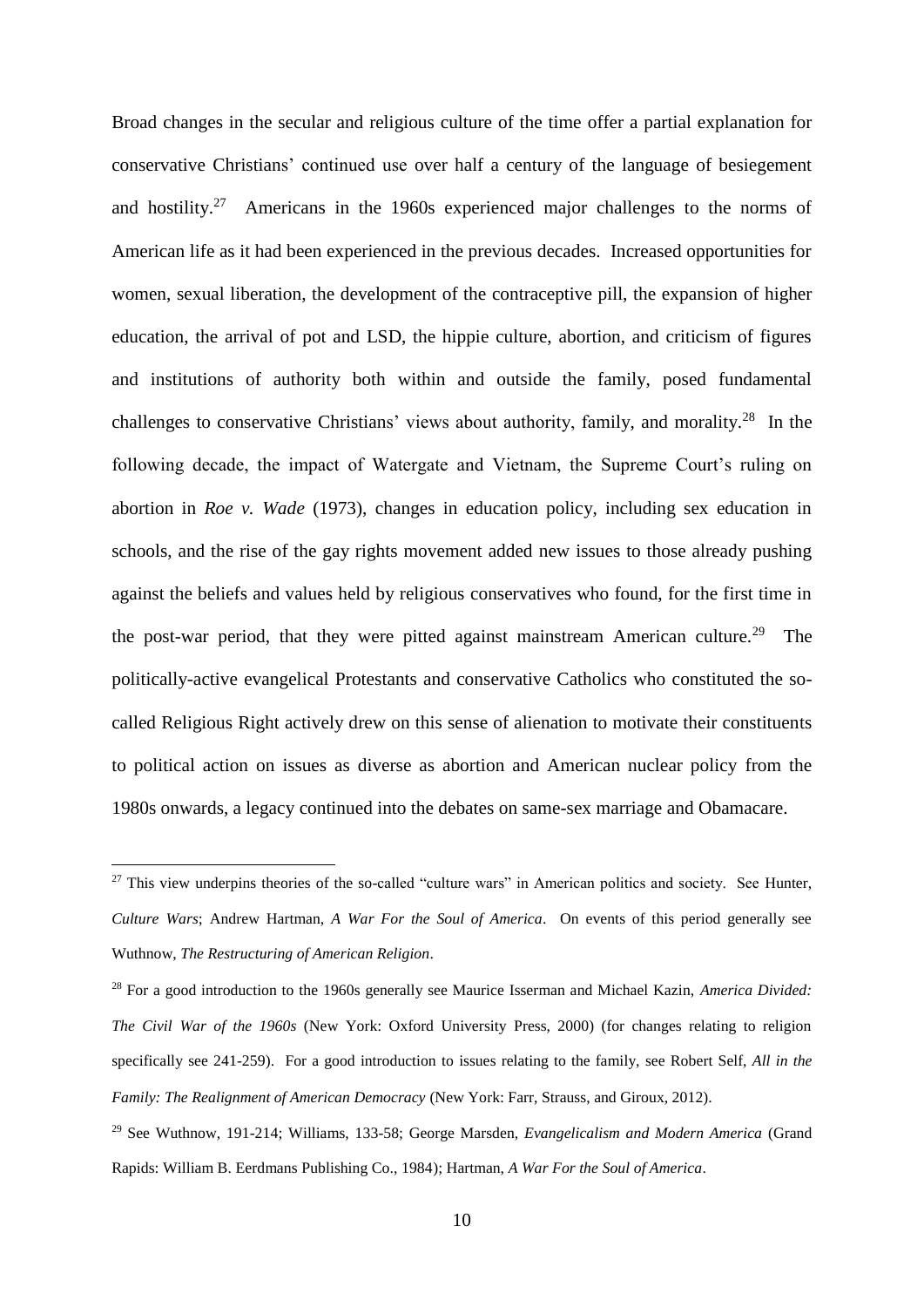Broad changes in the secular and religious culture of the time offer a partial explanation for conservative Christians' continued use over half a century of the language of besiegement and hostility.[27] Americans in the 1960s experienced major challenges to the norms of American life as it had been experienced in the previous decades. Increased opportunities for women, sexual liberation, the development of the contraceptive pill, the expansion of higher education, the arrival of pot and LSD, the hippie culture, abortion, and criticism of figures and institutions of authority both within and outside the family, posed fundamental challenges to conservative Christians' views about authority, family, and morality.[28] In the following decade, the impact of Watergate and Vietnam, the Supreme Court's ruling on abortion in *Roe v. Wade* (1973), changes in education policy, including sex education in schools, and the rise of the gay rights movement added new issues to those already pushing against the beliefs and values held by religious conservatives who found, for the first time in the post-war period, that they were pitted against mainstream American culture.[29] The politically-active evangelical Protestants and conservative Catholics who constituted the so-called Religious Right actively drew on this sense of alienation to motivate their constituents to political action on issues as diverse as abortion and American nuclear policy from the 1980s onwards, a legacy continued into the debates on same-sex marriage and Obamacare.

---

[27] This view underpins theories of the so-called "culture wars" in American politics and society. See Hunter, *Culture Wars*; Andrew Hartman, *A War For the Soul of America*. On events of this period generally see Wuthnow, *The Restructuring of American Religion*.

[28] For a good introduction to the 1960s generally see Maurice Isserman and Michael Kazin, *America Divided: The Civil War of the 1960s* (New York: Oxford University Press, 2000) (for changes relating to religion specifically see 241-259). For a good introduction to issues relating to the family, see Robert Self, *All in the Family: The Realignment of American Democracy* (New York: Farr, Strauss, and Giroux, 2012).

[29] See Wuthnow, 191-214; Williams, 133-58; George Marsden, *Evangelicalism and Modern America* (Grand Rapids: William B. Eerdmans Publishing Co., 1984); Hartman, *A War For the Soul of America*.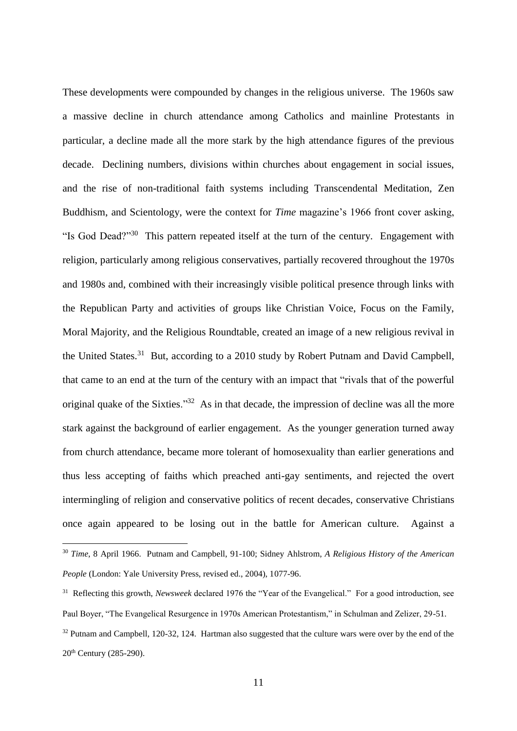These developments were compounded by changes in the religious universe. The 1960s saw a massive decline in church attendance among Catholics and mainline Protestants in particular, a decline made all the more stark by the high attendance figures of the previous decade. Declining numbers, divisions within churches about engagement in social issues, and the rise of non-traditional faith systems including Transcendental Meditation, Zen Buddhism, and Scientology, were the context for *Time* magazine's 1966 front cover asking, "Is God Dead?"[30] This pattern repeated itself at the turn of the century. Engagement with religion, particularly among religious conservatives, partially recovered throughout the 1970s and 1980s and, combined with their increasingly visible political presence through links with the Republican Party and activities of groups like Christian Voice, Focus on the Family, Moral Majority, and the Religious Roundtable, created an image of a new religious revival in the United States.[31] But, according to a 2010 study by Robert Putnam and David Campbell, that came to an end at the turn of the century with an impact that "rivals that of the powerful original quake of the Sixties."[32] As in that decade, the impression of decline was all the more stark against the background of earlier engagement. As the younger generation turned away from church attendance, became more tolerant of homosexuality than earlier generations and thus less accepting of faiths which preached anti-gay sentiments, and rejected the overt intermingling of religion and conservative politics of recent decades, conservative Christians once again appeared to be losing out in the battle for American culture. Against a

---

[30] *Time*, 8 April 1966. Putnam and Campbell, 91-100; Sidney Ahlstrom, *A Religious History of the American People* (London: Yale University Press, revised ed., 2004), 1077-96.

[31] Reflecting this growth, *Newsweek* declared 1976 the "Year of the Evangelical." For a good introduction, see Paul Boyer, "The Evangelical Resurgence in 1970s American Protestantism," in Schulman and Zelizer, 29-51.

[32] Putnam and Campbell, 120-32, 124. Hartman also suggested that the culture wars were over by the end of the 20th Century (285-290).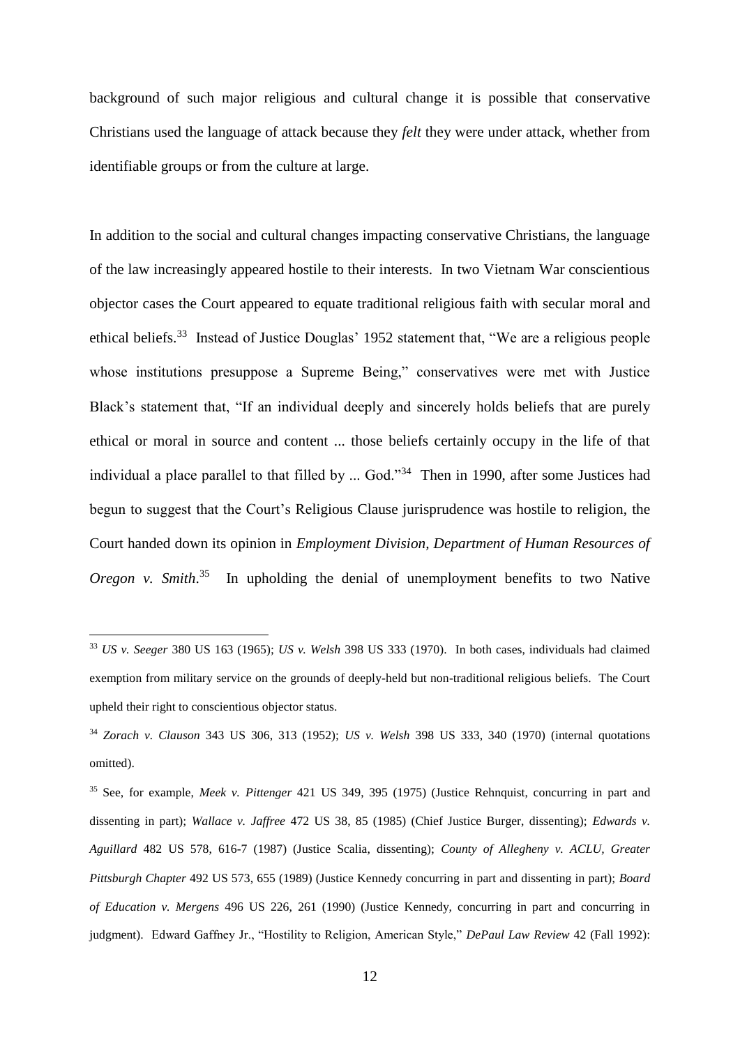background of such major religious and cultural change it is possible that conservative Christians used the language of attack because they *felt* they were under attack, whether from identifiable groups or from the culture at large.

In addition to the social and cultural changes impacting conservative Christians, the language of the law increasingly appeared hostile to their interests. In two Vietnam War conscientious objector cases the Court appeared to equate traditional religious faith with secular moral and ethical beliefs.[33] Instead of Justice Douglas' 1952 statement that, "We are a religious people whose institutions presuppose a Supreme Being," conservatives were met with Justice Black's statement that, "If an individual deeply and sincerely holds beliefs that are purely ethical or moral in source and content ... those beliefs certainly occupy in the life of that individual a place parallel to that filled by ... God."[34] Then in 1990, after some Justices had begun to suggest that the Court's Religious Clause jurisprudence was hostile to religion, the Court handed down its opinion in *Employment Division, Department of Human Resources of Oregon v. Smith*.[35] In upholding the denial of unemployment benefits to two Native

---

[33] *US v. Seeger* 380 US 163 (1965); *US v. Welsh* 398 US 333 (1970). In both cases, individuals had claimed exemption from military service on the grounds of deeply-held but non-traditional religious beliefs. The Court upheld their right to conscientious objector status.

[34] *Zorach v. Clauson* 343 US 306, 313 (1952); *US v. Welsh* 398 US 333, 340 (1970) (internal quotations omitted).

[35] See, for example, *Meek v. Pittenger* 421 US 349, 395 (1975) (Justice Rehnquist, concurring in part and dissenting in part); *Wallace v. Jaffree* 472 US 38, 85 (1985) (Chief Justice Burger, dissenting); *Edwards v. Aguillard* 482 US 578, 616-7 (1987) (Justice Scalia, dissenting); *County of Allegheny v. ACLU, Greater Pittsburgh Chapter* 492 US 573, 655 (1989) (Justice Kennedy concurring in part and dissenting in part); *Board of Education v. Mergens* 496 US 226, 261 (1990) (Justice Kennedy, concurring in part and concurring in judgment). Edward Gaffney Jr., "Hostility to Religion, American Style," *DePaul Law Review* 42 (Fall 1992):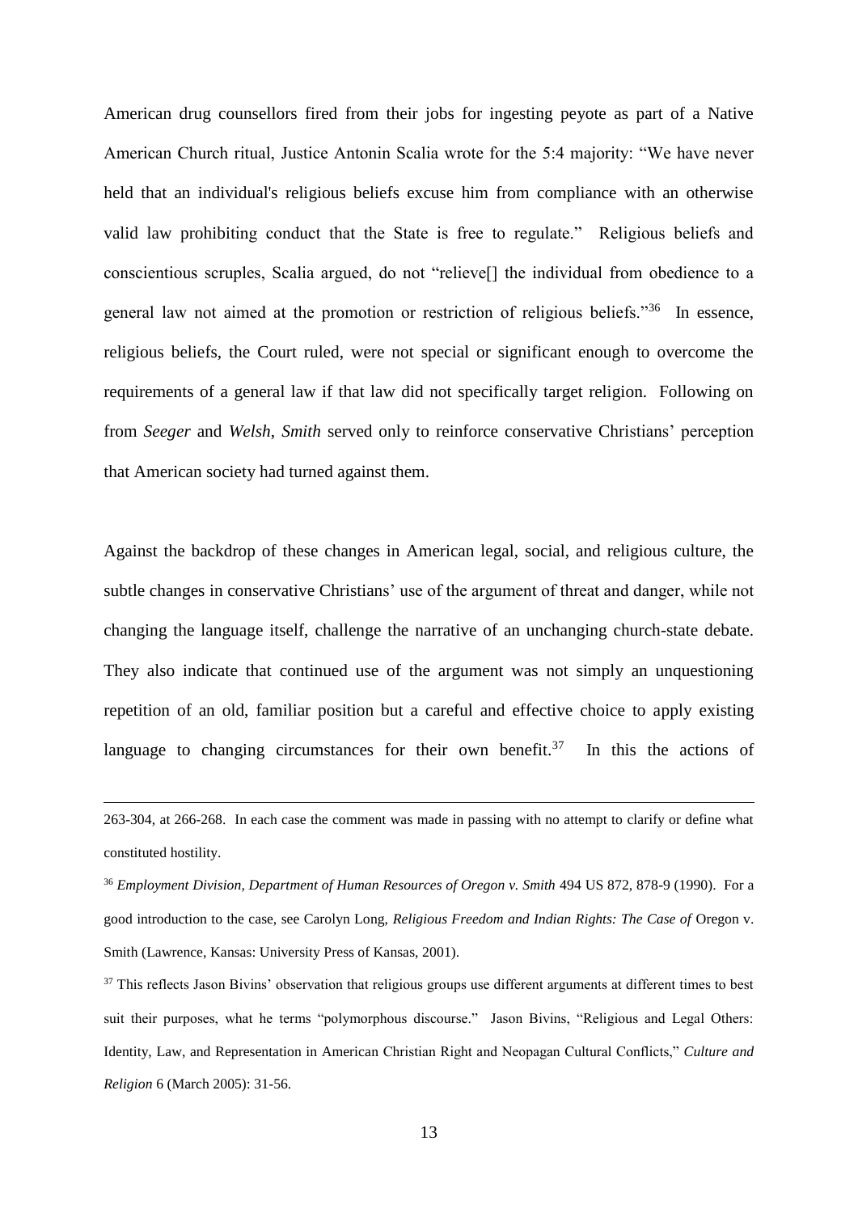American drug counsellors fired from their jobs for ingesting peyote as part of a Native American Church ritual, Justice Antonin Scalia wrote for the 5:4 majority: "We have never held that an individual's religious beliefs excuse him from compliance with an otherwise valid law prohibiting conduct that the State is free to regulate." Religious beliefs and conscientious scruples, Scalia argued, do not "relieve[] the individual from obedience to a general law not aimed at the promotion or restriction of religious beliefs."[36] In essence, religious beliefs, the Court ruled, were not special or significant enough to overcome the requirements of a general law if that law did not specifically target religion. Following on from *Seeger* and *Welsh*, *Smith* served only to reinforce conservative Christians' perception that American society had turned against them.

Against the backdrop of these changes in American legal, social, and religious culture, the subtle changes in conservative Christians' use of the argument of threat and danger, while not changing the language itself, challenge the narrative of an unchanging church-state debate. They also indicate that continued use of the argument was not simply an unquestioning repetition of an old, familiar position but a careful and effective choice to apply existing language to changing circumstances for their own benefit.[37] In this the actions of

---

263-304, at 266-268. In each case the comment was made in passing with no attempt to clarify or define what constituted hostility.

[36] *Employment Division, Department of Human Resources of Oregon v. Smith* 494 US 872, 878-9 (1990). For a good introduction to the case, see Carolyn Long, *Religious Freedom and Indian Rights: The Case of* Oregon v. Smith (Lawrence, Kansas: University Press of Kansas, 2001).

[37] This reflects Jason Bivins' observation that religious groups use different arguments at different times to best suit their purposes, what he terms "polymorphous discourse." Jason Bivins, "Religious and Legal Others: Identity, Law, and Representation in American Christian Right and Neopagan Cultural Conflicts," *Culture and Religion* 6 (March 2005): 31-56.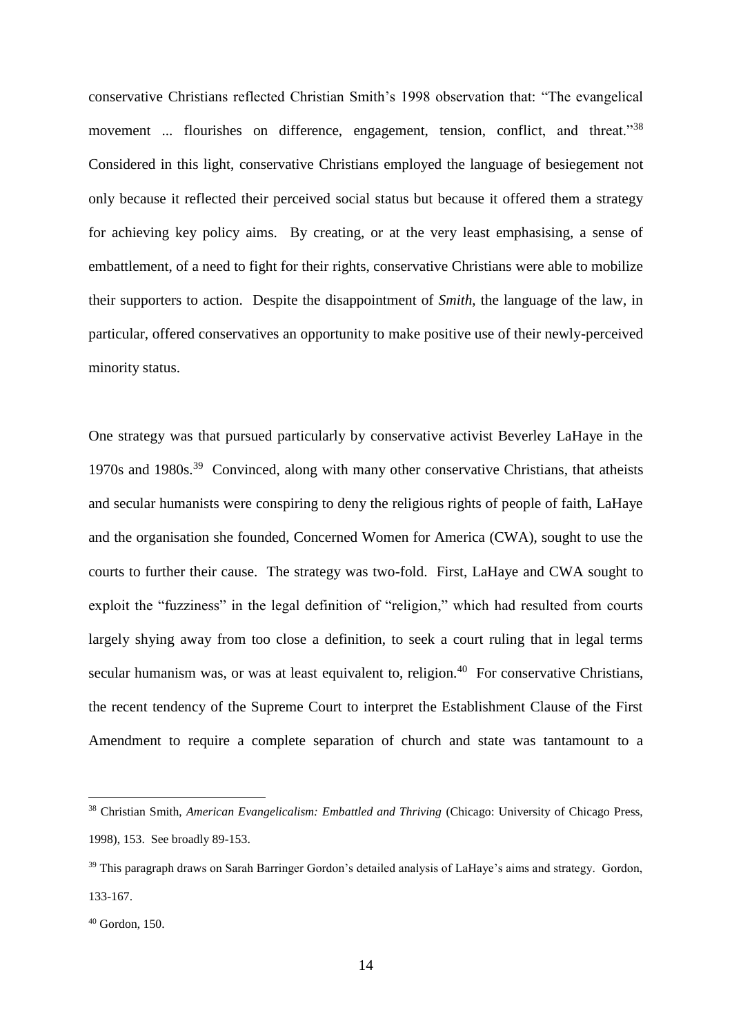conservative Christians reflected Christian Smith's 1998 observation that: "The evangelical movement ... flourishes on difference, engagement, tension, conflict, and threat."[38] Considered in this light, conservative Christians employed the language of besiegement not only because it reflected their perceived social status but because it offered them a strategy for achieving key policy aims. By creating, or at the very least emphasising, a sense of embattlement, of a need to fight for their rights, conservative Christians were able to mobilize their supporters to action. Despite the disappointment of *Smith*, the language of the law, in particular, offered conservatives an opportunity to make positive use of their newly-perceived minority status.

One strategy was that pursued particularly by conservative activist Beverley LaHaye in the 1970s and 1980s.[39] Convinced, along with many other conservative Christians, that atheists and secular humanists were conspiring to deny the religious rights of people of faith, LaHaye and the organisation she founded, Concerned Women for America (CWA), sought to use the courts to further their cause. The strategy was two-fold. First, LaHaye and CWA sought to exploit the "fuzziness" in the legal definition of "religion," which had resulted from courts largely shying away from too close a definition, to seek a court ruling that in legal terms secular humanism was, or was at least equivalent to, religion.[40] For conservative Christians, the recent tendency of the Supreme Court to interpret the Establishment Clause of the First Amendment to require a complete separation of church and state was tantamount to a

---

[38] Christian Smith, *American Evangelicalism: Embattled and Thriving* (Chicago: University of Chicago Press, 1998), 153. See broadly 89-153.

[39] This paragraph draws on Sarah Barringer Gordon's detailed analysis of LaHaye's aims and strategy. Gordon, 133-167.

[40] Gordon, 150.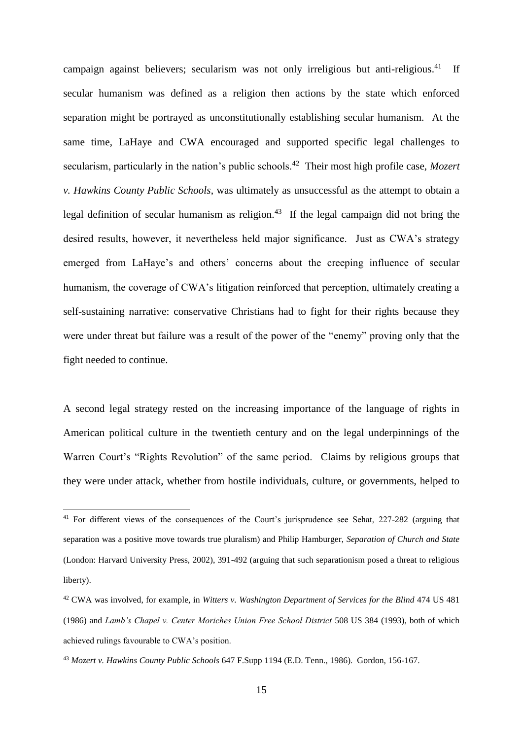campaign against believers; secularism was not only irreligious but anti-religious.[41] If secular humanism was defined as a religion then actions by the state which enforced separation might be portrayed as unconstitutionally establishing secular humanism. At the same time, LaHaye and CWA encouraged and supported specific legal challenges to secularism, particularly in the nation's public schools.[42] Their most high profile case, *Mozert v. Hawkins County Public Schools*, was ultimately as unsuccessful as the attempt to obtain a legal definition of secular humanism as religion.[43] If the legal campaign did not bring the desired results, however, it nevertheless held major significance. Just as CWA's strategy emerged from LaHaye's and others' concerns about the creeping influence of secular humanism, the coverage of CWA's litigation reinforced that perception, ultimately creating a self-sustaining narrative: conservative Christians had to fight for their rights because they were under threat but failure was a result of the power of the "enemy" proving only that the fight needed to continue.

A second legal strategy rested on the increasing importance of the language of rights in American political culture in the twentieth century and on the legal underpinnings of the Warren Court's "Rights Revolution" of the same period. Claims by religious groups that they were under attack, whether from hostile individuals, culture, or governments, helped to

---

[41] For different views of the consequences of the Court's jurisprudence see Sehat, 227-282 (arguing that separation was a positive move towards true pluralism) and Philip Hamburger, *Separation of Church and State* (London: Harvard University Press, 2002), 391-492 (arguing that such separationism posed a threat to religious liberty).

[42] CWA was involved, for example, in *Witters v. Washington Department of Services for the Blind* 474 US 481 (1986) and *Lamb's Chapel v. Center Moriches Union Free School District* 508 US 384 (1993), both of which achieved rulings favourable to CWA's position.

[43] *Mozert v. Hawkins County Public Schools* 647 F.Supp 1194 (E.D. Tenn., 1986). Gordon, 156-167.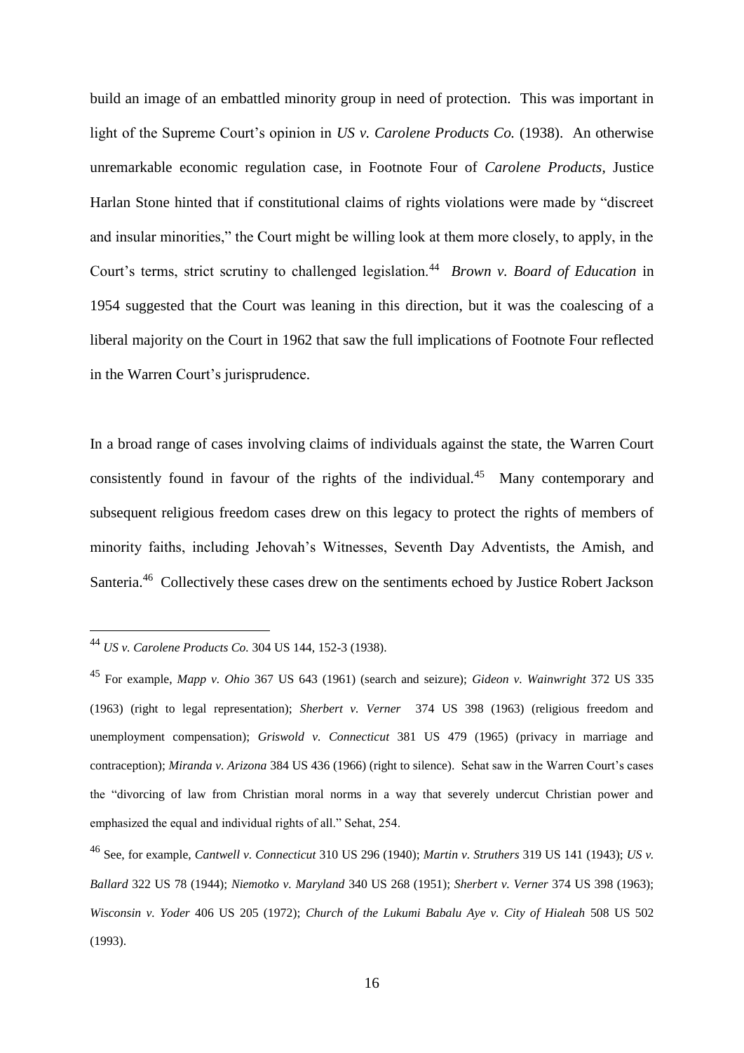build an image of an embattled minority group in need of protection. This was important in light of the Supreme Court's opinion in *US v. Carolene Products Co.* (1938). An otherwise unremarkable economic regulation case, in Footnote Four of *Carolene Products*, Justice Harlan Stone hinted that if constitutional claims of rights violations were made by "discreet and insular minorities," the Court might be willing look at them more closely, to apply, in the Court's terms, strict scrutiny to challenged legislation.[44] *Brown v. Board of Education* in 1954 suggested that the Court was leaning in this direction, but it was the coalescing of a liberal majority on the Court in 1962 that saw the full implications of Footnote Four reflected in the Warren Court's jurisprudence.

In a broad range of cases involving claims of individuals against the state, the Warren Court consistently found in favour of the rights of the individual.[45] Many contemporary and subsequent religious freedom cases drew on this legacy to protect the rights of members of minority faiths, including Jehovah's Witnesses, Seventh Day Adventists, the Amish, and Santeria.[46] Collectively these cases drew on the sentiments echoed by Justice Robert Jackson

---

[44] *US v. Carolene Products Co.* 304 US 144, 152-3 (1938).

[45] For example, *Mapp v. Ohio* 367 US 643 (1961) (search and seizure); *Gideon v. Wainwright* 372 US 335 (1963) (right to legal representation); *Sherbert v. Verner* 374 US 398 (1963) (religious freedom and unemployment compensation); *Griswold v. Connecticut* 381 US 479 (1965) (privacy in marriage and contraception); *Miranda v. Arizona* 384 US 436 (1966) (right to silence). Sehat saw in the Warren Court's cases the "divorcing of law from Christian moral norms in a way that severely undercut Christian power and emphasized the equal and individual rights of all." Sehat, 254.

[46] See, for example, *Cantwell v. Connecticut* 310 US 296 (1940); *Martin v. Struthers* 319 US 141 (1943); *US v. Ballard* 322 US 78 (1944); *Niemotko v. Maryland* 340 US 268 (1951); *Sherbert v. Verner* 374 US 398 (1963); *Wisconsin v. Yoder* 406 US 205 (1972); *Church of the Lukumi Babalu Aye v. City of Hialeah* 508 US 502 (1993).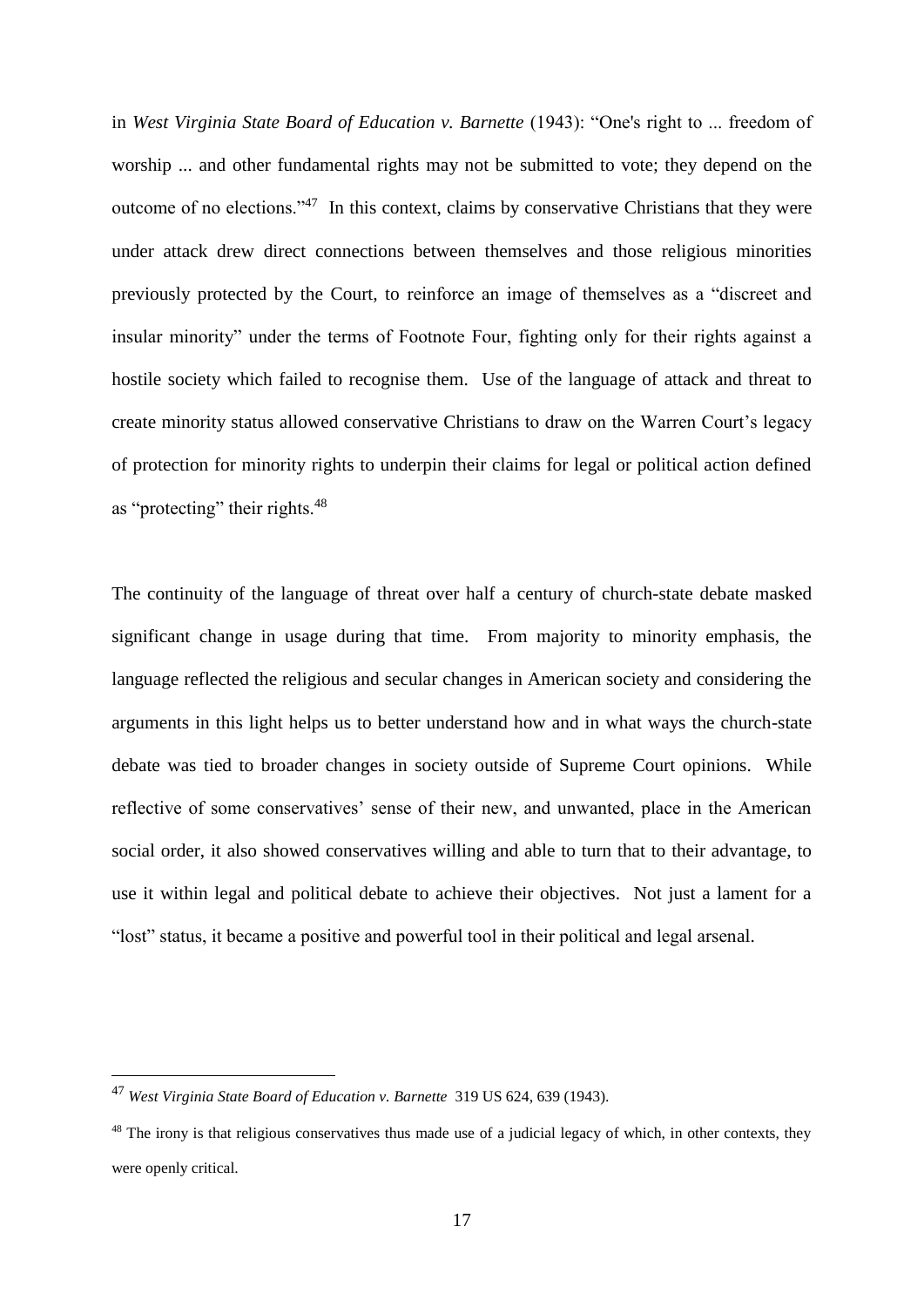in *West Virginia State Board of Education v. Barnette* (1943): "One's right to ... freedom of worship ... and other fundamental rights may not be submitted to vote; they depend on the outcome of no elections."[47] In this context, claims by conservative Christians that they were under attack drew direct connections between themselves and those religious minorities previously protected by the Court, to reinforce an image of themselves as a "discreet and insular minority" under the terms of Footnote Four, fighting only for their rights against a hostile society which failed to recognise them. Use of the language of attack and threat to create minority status allowed conservative Christians to draw on the Warren Court's legacy of protection for minority rights to underpin their claims for legal or political action defined as "protecting" their rights.[48]

The continuity of the language of threat over half a century of church-state debate masked significant change in usage during that time. From majority to minority emphasis, the language reflected the religious and secular changes in American society and considering the arguments in this light helps us to better understand how and in what ways the church-state debate was tied to broader changes in society outside of Supreme Court opinions. While reflective of some conservatives' sense of their new, and unwanted, place in the American social order, it also showed conservatives willing and able to turn that to their advantage, to use it within legal and political debate to achieve their objectives. Not just a lament for a "lost" status, it became a positive and powerful tool in their political and legal arsenal.

---

[47] *West Virginia State Board of Education v. Barnette* 319 US 624, 639 (1943).

[48] The irony is that religious conservatives thus made use of a judicial legacy of which, in other contexts, they were openly critical.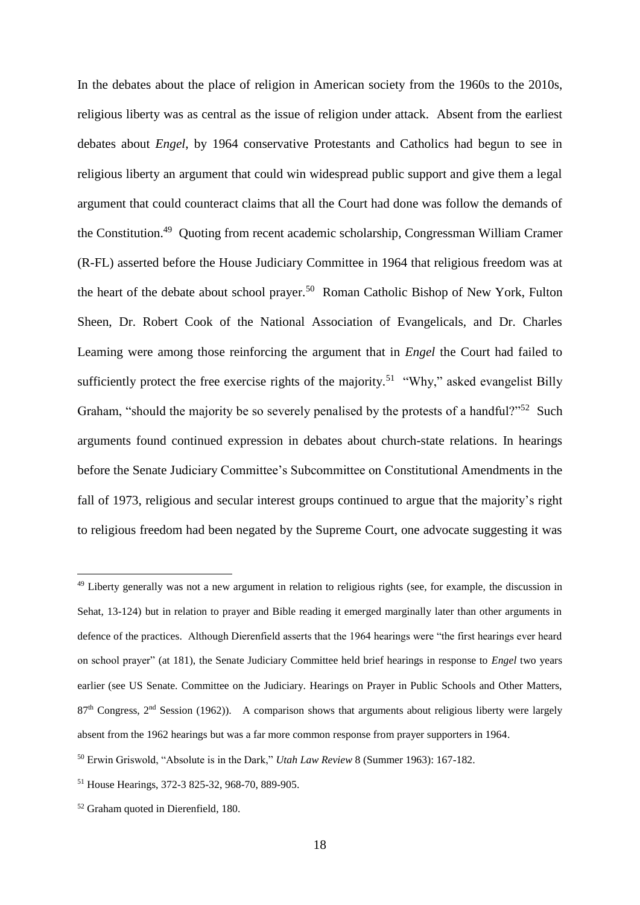In the debates about the place of religion in American society from the 1960s to the 2010s, religious liberty was as central as the issue of religion under attack. Absent from the earliest debates about *Engel*, by 1964 conservative Protestants and Catholics had begun to see in religious liberty an argument that could win widespread public support and give them a legal argument that could counteract claims that all the Court had done was follow the demands of the Constitution.[49] Quoting from recent academic scholarship, Congressman William Cramer (R-FL) asserted before the House Judiciary Committee in 1964 that religious freedom was at the heart of the debate about school prayer.[50] Roman Catholic Bishop of New York, Fulton Sheen, Dr. Robert Cook of the National Association of Evangelicals, and Dr. Charles Leaming were among those reinforcing the argument that in *Engel* the Court had failed to sufficiently protect the free exercise rights of the majority.[51] "Why," asked evangelist Billy Graham, "should the majority be so severely penalised by the protests of a handful?"[52] Such arguments found continued expression in debates about church-state relations. In hearings before the Senate Judiciary Committee's Subcommittee on Constitutional Amendments in the fall of 1973, religious and secular interest groups continued to argue that the majority's right to religious freedom had been negated by the Supreme Court, one advocate suggesting it was

---

[49] Liberty generally was not a new argument in relation to religious rights (see, for example, the discussion in Sehat, 13-124) but in relation to prayer and Bible reading it emerged marginally later than other arguments in defence of the practices. Although Dierenfield asserts that the 1964 hearings were "the first hearings ever heard on school prayer" (at 181), the Senate Judiciary Committee held brief hearings in response to *Engel* two years earlier (see US Senate. Committee on the Judiciary. Hearings on Prayer in Public Schools and Other Matters, 87th Congress, 2nd Session (1962)). A comparison shows that arguments about religious liberty were largely absent from the 1962 hearings but was a far more common response from prayer supporters in 1964.

[50] Erwin Griswold, "Absolute is in the Dark," *Utah Law Review* 8 (Summer 1963): 167-182.

[51] House Hearings, 372-3 825-32, 968-70, 889-905.

[52] Graham quoted in Dierenfield, 180.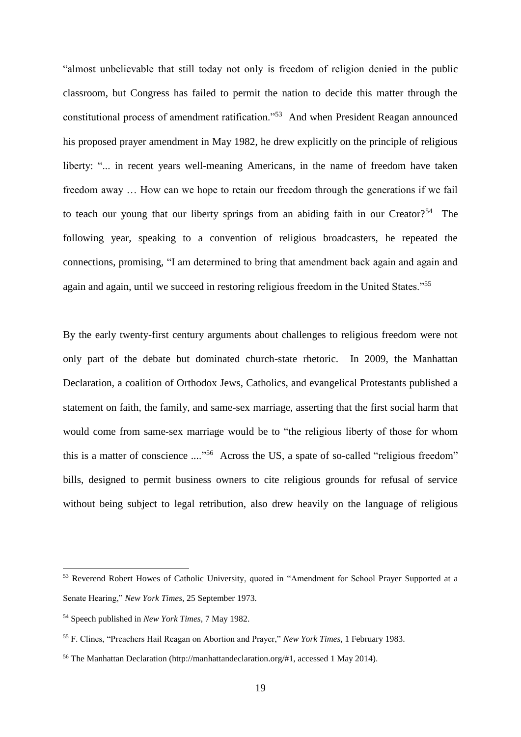"almost unbelievable that still today not only is freedom of religion denied in the public classroom, but Congress has failed to permit the nation to decide this matter through the constitutional process of amendment ratification."[53] And when President Reagan announced his proposed prayer amendment in May 1982, he drew explicitly on the principle of religious liberty: "... in recent years well-meaning Americans, in the name of freedom have taken freedom away … How can we hope to retain our freedom through the generations if we fail to teach our young that our liberty springs from an abiding faith in our Creator?[54] The following year, speaking to a convention of religious broadcasters, he repeated the connections, promising, "I am determined to bring that amendment back again and again and again and again, until we succeed in restoring religious freedom in the United States."[55]

By the early twenty-first century arguments about challenges to religious freedom were not only part of the debate but dominated church-state rhetoric. In 2009, the Manhattan Declaration, a coalition of Orthodox Jews, Catholics, and evangelical Protestants published a statement on faith, the family, and same-sex marriage, asserting that the first social harm that would come from same-sex marriage would be to "the religious liberty of those for whom this is a matter of conscience ...."[56] Across the US, a spate of so-called "religious freedom" bills, designed to permit business owners to cite religious grounds for refusal of service without being subject to legal retribution, also drew heavily on the language of religious

---

[53] Reverend Robert Howes of Catholic University, quoted in "Amendment for School Prayer Supported at a Senate Hearing," *New York Times*, 25 September 1973.

[54] Speech published in *New York Times*, 7 May 1982.

[55] F. Clines, "Preachers Hail Reagan on Abortion and Prayer," *New York Times*, 1 February 1983.

[56] The Manhattan Declaration (http://manhattandeclaration.org/#1, accessed 1 May 2014).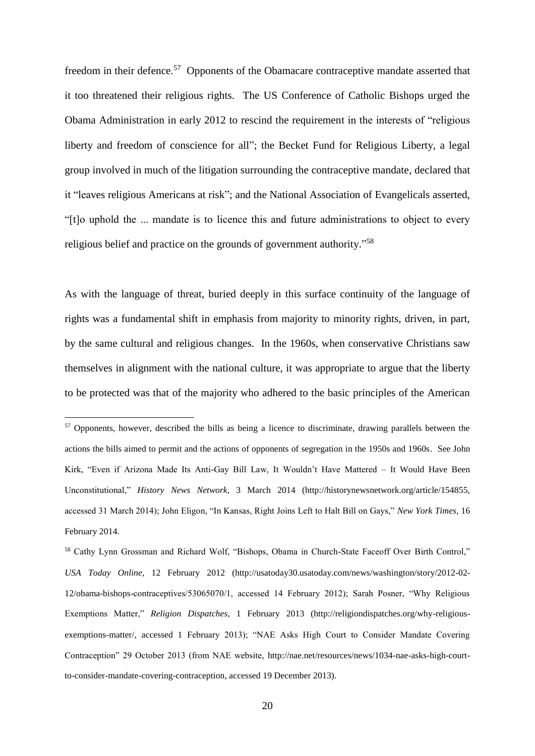freedom in their defence.[57] Opponents of the Obamacare contraceptive mandate asserted that it too threatened their religious rights. The US Conference of Catholic Bishops urged the Obama Administration in early 2012 to rescind the requirement in the interests of "religious liberty and freedom of conscience for all"; the Becket Fund for Religious Liberty, a legal group involved in much of the litigation surrounding the contraceptive mandate, declared that it "leaves religious Americans at risk"; and the National Association of Evangelicals asserted, "[t]o uphold the ... mandate is to licence this and future administrations to object to every religious belief and practice on the grounds of government authority."[58]

As with the language of threat, buried deeply in this surface continuity of the language of rights was a fundamental shift in emphasis from majority to minority rights, driven, in part, by the same cultural and religious changes. In the 1960s, when conservative Christians saw themselves in alignment with the national culture, it was appropriate to argue that the liberty to be protected was that of the majority who adhered to the basic principles of the American

---

[57] Opponents, however, described the bills as being a licence to discriminate, drawing parallels between the actions the bills aimed to permit and the actions of opponents of segregation in the 1950s and 1960s. See John Kirk, "Even if Arizona Made Its Anti-Gay Bill Law, It Wouldn't Have Mattered – It Would Have Been Unconstitutional," *History News Network*, 3 March 2014 (http://historynewsnetwork.org/article/154855, accessed 31 March 2014); John Eligon, "In Kansas, Right Joins Left to Halt Bill on Gays," *New York Times*, 16 February 2014.

[58] Cathy Lynn Grossman and Richard Wolf, "Bishops, Obama in Church-State Faceoff Over Birth Control," *USA Today Online*, 12 February 2012 (http://usatoday30.usatoday.com/news/washington/story/2012-02-12/obama-bishops-contraceptives/53065070/1, accessed 14 February 2012); Sarah Posner, "Why Religious Exemptions Matter," *Religion Dispatches*, 1 February 2013 (http://religiondispatches.org/why-religious-exemptions-matter/, accessed 1 February 2013); "NAE Asks High Court to Consider Mandate Covering Contraception" 29 October 2013 (from NAE website, http://nae.net/resources/news/1034-nae-asks-high-court-to-consider-mandate-covering-contraception, accessed 19 December 2013).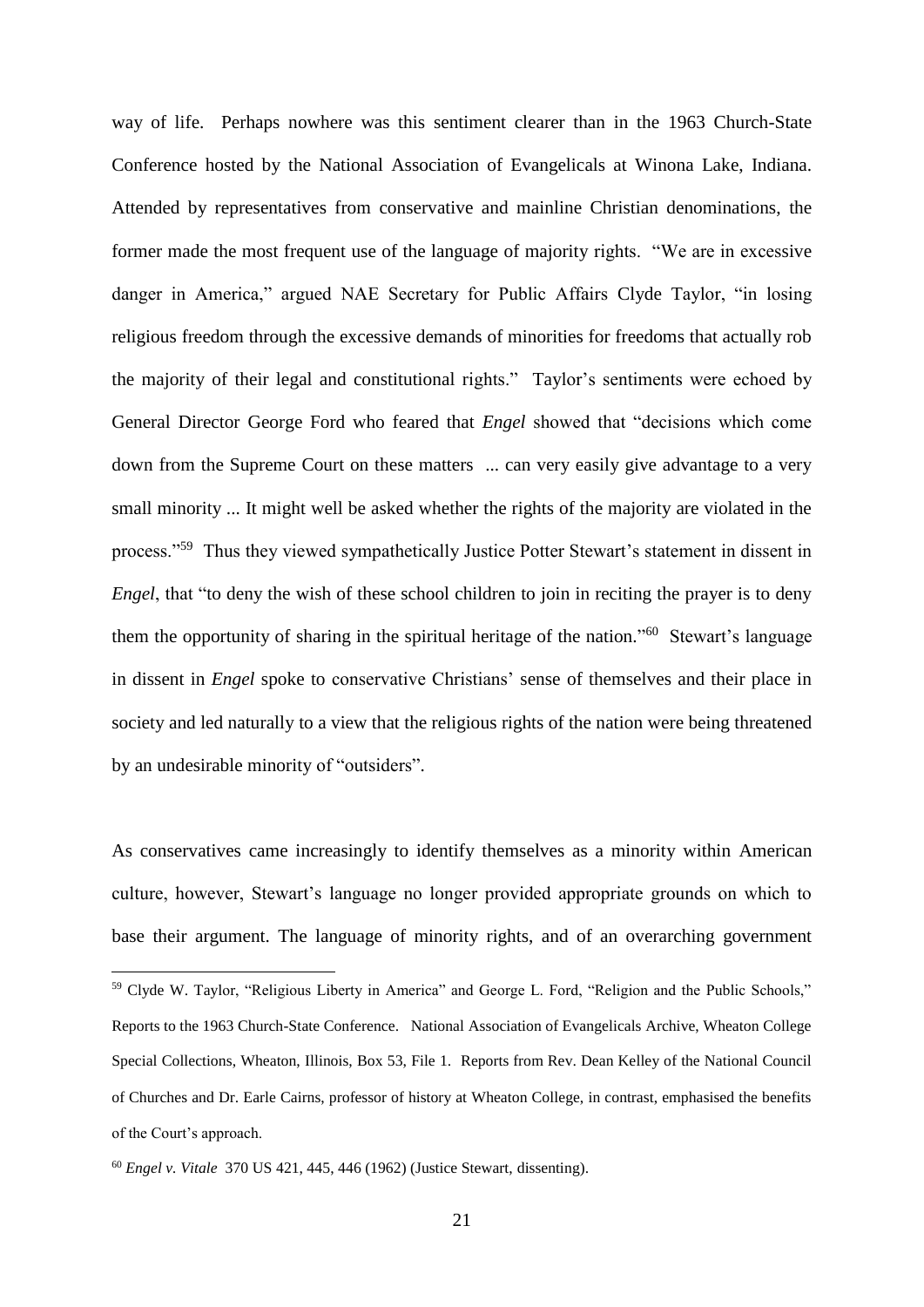way of life. Perhaps nowhere was this sentiment clearer than in the 1963 Church-State Conference hosted by the National Association of Evangelicals at Winona Lake, Indiana. Attended by representatives from conservative and mainline Christian denominations, the former made the most frequent use of the language of majority rights. "We are in excessive danger in America," argued NAE Secretary for Public Affairs Clyde Taylor, "in losing religious freedom through the excessive demands of minorities for freedoms that actually rob the majority of their legal and constitutional rights." Taylor's sentiments were echoed by General Director George Ford who feared that *Engel* showed that "decisions which come down from the Supreme Court on these matters ... can very easily give advantage to a very small minority ... It might well be asked whether the rights of the majority are violated in the process."[59] Thus they viewed sympathetically Justice Potter Stewart's statement in dissent in *Engel*, that "to deny the wish of these school children to join in reciting the prayer is to deny them the opportunity of sharing in the spiritual heritage of the nation."[60] Stewart's language in dissent in *Engel* spoke to conservative Christians' sense of themselves and their place in society and led naturally to a view that the religious rights of the nation were being threatened by an undesirable minority of "outsiders".

As conservatives came increasingly to identify themselves as a minority within American culture, however, Stewart's language no longer provided appropriate grounds on which to base their argument. The language of minority rights, and of an overarching government

---

[59] Clyde W. Taylor, "Religious Liberty in America" and George L. Ford, "Religion and the Public Schools," Reports to the 1963 Church-State Conference. National Association of Evangelicals Archive, Wheaton College Special Collections, Wheaton, Illinois, Box 53, File 1. Reports from Rev. Dean Kelley of the National Council of Churches and Dr. Earle Cairns, professor of history at Wheaton College, in contrast, emphasised the benefits of the Court's approach.

[60] *Engel v. Vitale* 370 US 421, 445, 446 (1962) (Justice Stewart, dissenting).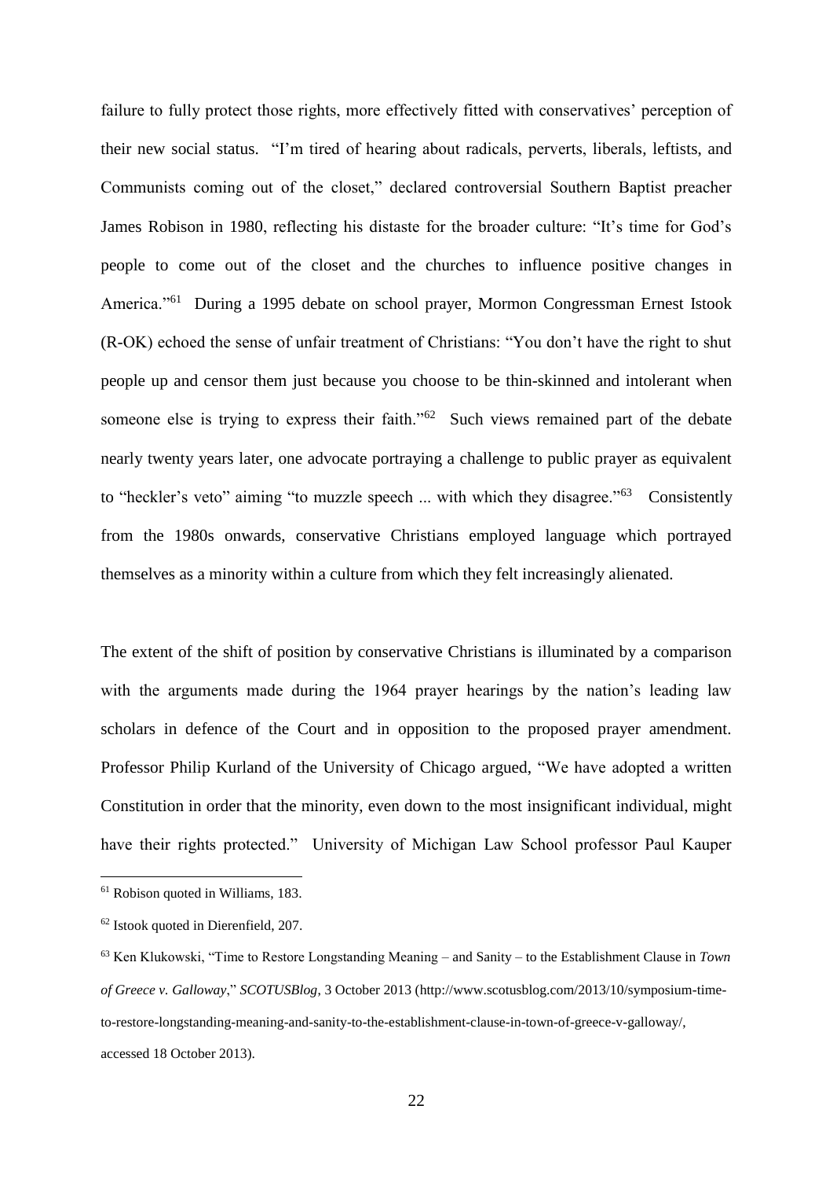failure to fully protect those rights, more effectively fitted with conservatives' perception of their new social status. "I'm tired of hearing about radicals, perverts, liberals, leftists, and Communists coming out of the closet," declared controversial Southern Baptist preacher James Robison in 1980, reflecting his distaste for the broader culture: "It's time for God's people to come out of the closet and the churches to influence positive changes in America."[61] During a 1995 debate on school prayer, Mormon Congressman Ernest Istook (R-OK) echoed the sense of unfair treatment of Christians: "You don't have the right to shut people up and censor them just because you choose to be thin-skinned and intolerant when someone else is trying to express their faith."[62] Such views remained part of the debate nearly twenty years later, one advocate portraying a challenge to public prayer as equivalent to "heckler's veto" aiming "to muzzle speech ... with which they disagree."[63] Consistently from the 1980s onwards, conservative Christians employed language which portrayed themselves as a minority within a culture from which they felt increasingly alienated.

The extent of the shift of position by conservative Christians is illuminated by a comparison with the arguments made during the 1964 prayer hearings by the nation's leading law scholars in defence of the Court and in opposition to the proposed prayer amendment. Professor Philip Kurland of the University of Chicago argued, "We have adopted a written Constitution in order that the minority, even down to the most insignificant individual, might have their rights protected." University of Michigan Law School professor Paul Kauper

---

[61] Robison quoted in Williams, 183.

[62] Istook quoted in Dierenfield, 207.

[63] Ken Klukowski, "Time to Restore Longstanding Meaning – and Sanity – to the Establishment Clause in *Town of Greece v. Galloway*," *SCOTUSBlog*, 3 October 2013 (http://www.scotusblog.com/2013/10/symposium-time-to-restore-longstanding-meaning-and-sanity-to-the-establishment-clause-in-town-of-greece-v-galloway/, accessed 18 October 2013).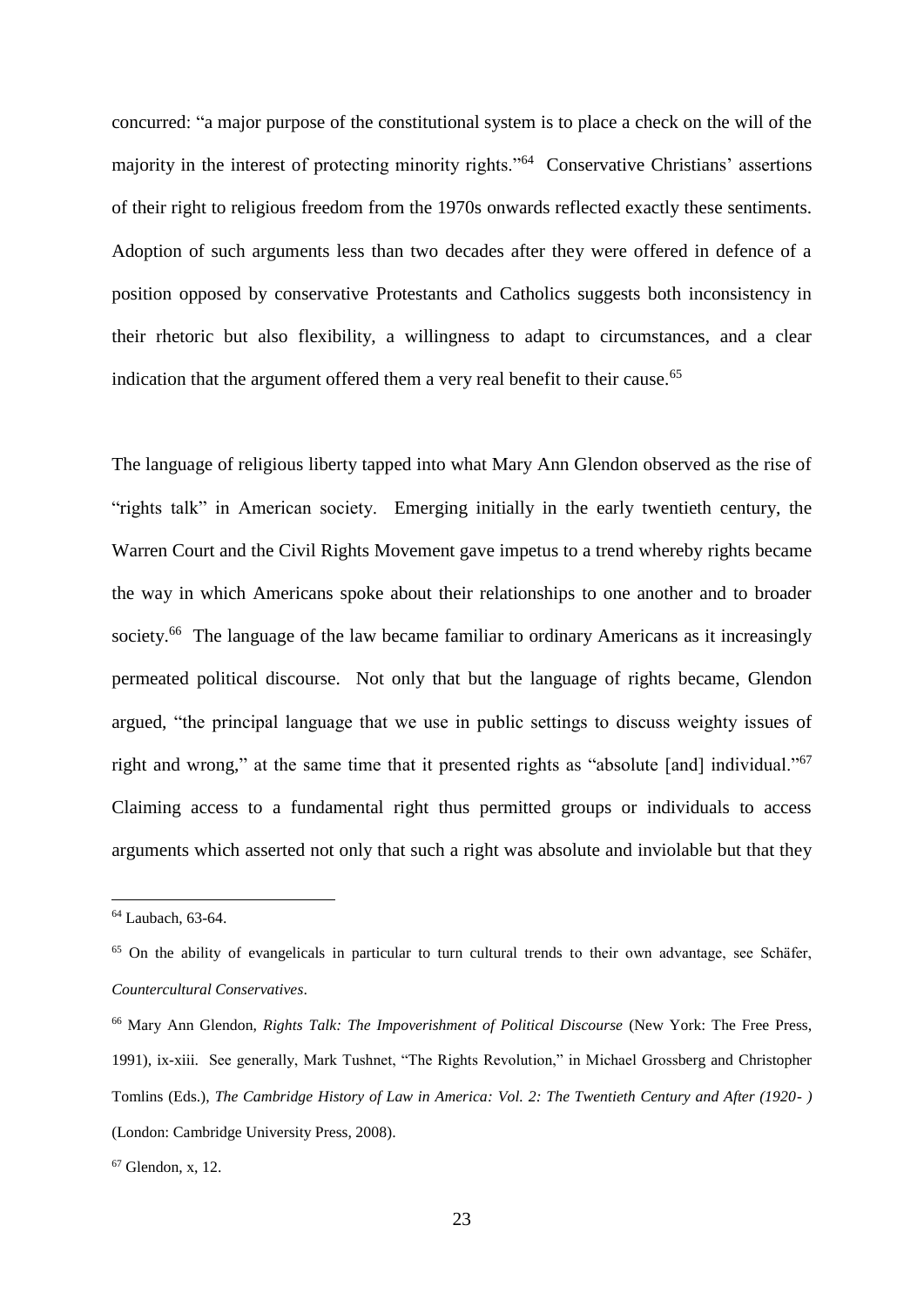concurred: "a major purpose of the constitutional system is to place a check on the will of the majority in the interest of protecting minority rights."[64] Conservative Christians' assertions of their right to religious freedom from the 1970s onwards reflected exactly these sentiments. Adoption of such arguments less than two decades after they were offered in defence of a position opposed by conservative Protestants and Catholics suggests both inconsistency in their rhetoric but also flexibility, a willingness to adapt to circumstances, and a clear indication that the argument offered them a very real benefit to their cause.[65]

The language of religious liberty tapped into what Mary Ann Glendon observed as the rise of "rights talk" in American society. Emerging initially in the early twentieth century, the Warren Court and the Civil Rights Movement gave impetus to a trend whereby rights became the way in which Americans spoke about their relationships to one another and to broader society.[66] The language of the law became familiar to ordinary Americans as it increasingly permeated political discourse. Not only that but the language of rights became, Glendon argued, "the principal language that we use in public settings to discuss weighty issues of right and wrong," at the same time that it presented rights as "absolute [and] individual."[67] Claiming access to a fundamental right thus permitted groups or individuals to access arguments which asserted not only that such a right was absolute and inviolable but that they

---

[64] Laubach, 63-64.

[65] On the ability of evangelicals in particular to turn cultural trends to their own advantage, see Schäfer, *Countercultural Conservatives*.

[66] Mary Ann Glendon, *Rights Talk: The Impoverishment of Political Discourse* (New York: The Free Press, 1991), ix-xiii. See generally, Mark Tushnet, "The Rights Revolution," in Michael Grossberg and Christopher Tomlins (Eds.), *The Cambridge History of Law in America: Vol. 2: The Twentieth Century and After (1920- )* (London: Cambridge University Press, 2008).

[67] Glendon, x, 12.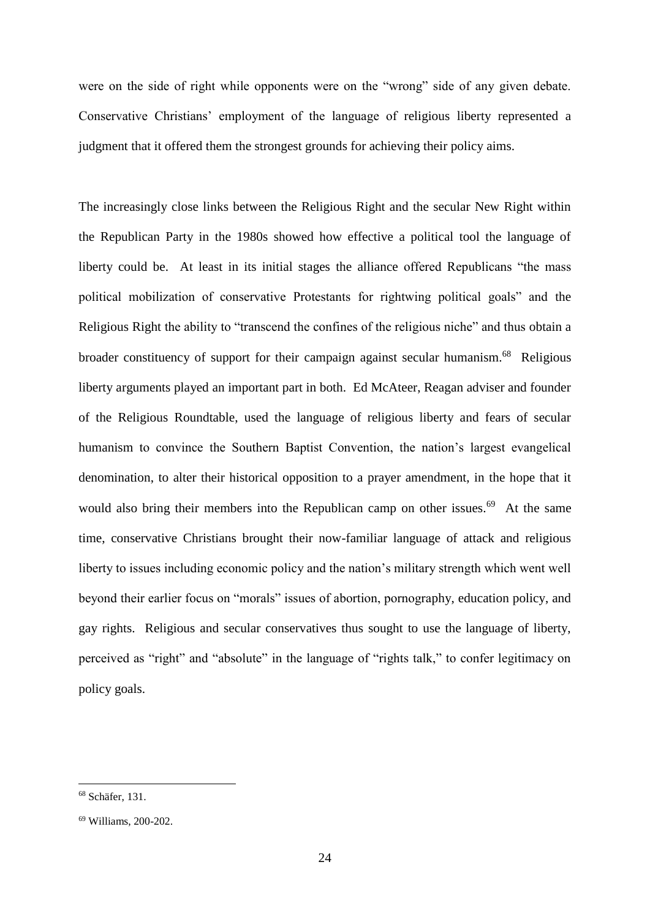were on the side of right while opponents were on the "wrong" side of any given debate. Conservative Christians' employment of the language of religious liberty represented a judgment that it offered them the strongest grounds for achieving their policy aims.

The increasingly close links between the Religious Right and the secular New Right within the Republican Party in the 1980s showed how effective a political tool the language of liberty could be. At least in its initial stages the alliance offered Republicans "the mass political mobilization of conservative Protestants for rightwing political goals" and the Religious Right the ability to "transcend the confines of the religious niche" and thus obtain a broader constituency of support for their campaign against secular humanism.[68] Religious liberty arguments played an important part in both. Ed McAteer, Reagan adviser and founder of the Religious Roundtable, used the language of religious liberty and fears of secular humanism to convince the Southern Baptist Convention, the nation's largest evangelical denomination, to alter their historical opposition to a prayer amendment, in the hope that it would also bring their members into the Republican camp on other issues.[69] At the same time, conservative Christians brought their now-familiar language of attack and religious liberty to issues including economic policy and the nation's military strength which went well beyond their earlier focus on "morals" issues of abortion, pornography, education policy, and gay rights. Religious and secular conservatives thus sought to use the language of liberty, perceived as "right" and "absolute" in the language of "rights talk," to confer legitimacy on policy goals.

---

[68] Schäfer, 131.

[69] Williams, 200-202.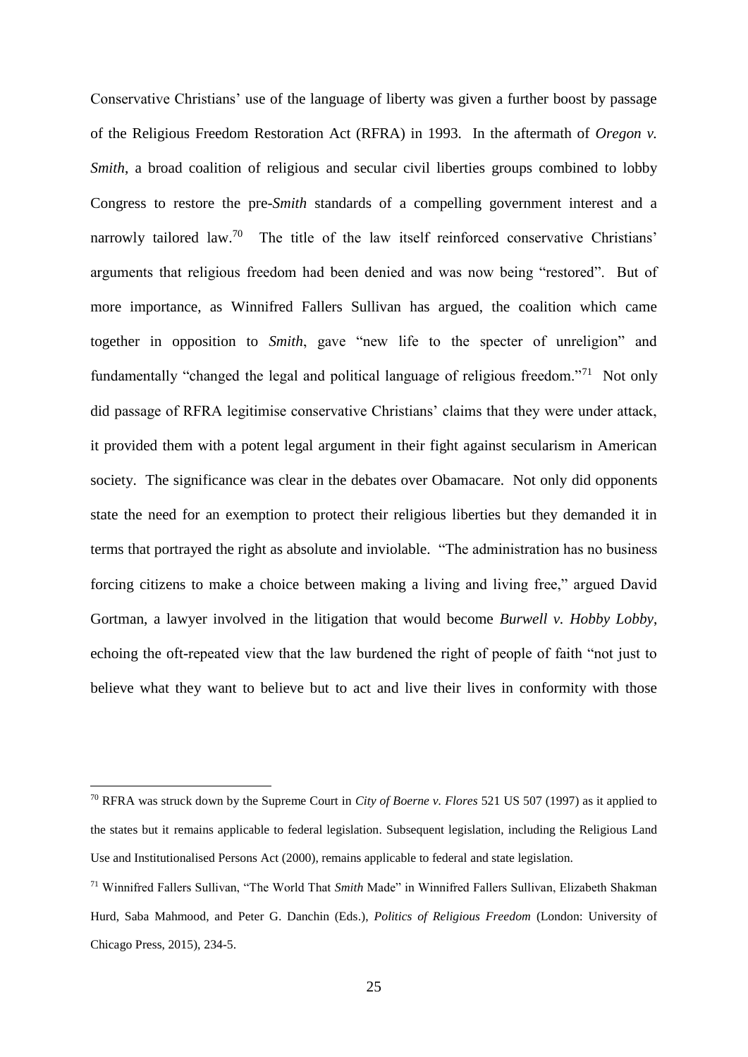Conservative Christians' use of the language of liberty was given a further boost by passage of the Religious Freedom Restoration Act (RFRA) in 1993. In the aftermath of *Oregon v. Smith*, a broad coalition of religious and secular civil liberties groups combined to lobby Congress to restore the pre-*Smith* standards of a compelling government interest and a narrowly tailored law.[70] The title of the law itself reinforced conservative Christians' arguments that religious freedom had been denied and was now being "restored". But of more importance, as Winnifred Fallers Sullivan has argued, the coalition which came together in opposition to *Smith*, gave "new life to the specter of unreligion" and fundamentally "changed the legal and political language of religious freedom."[71] Not only did passage of RFRA legitimise conservative Christians' claims that they were under attack, it provided them with a potent legal argument in their fight against secularism in American society. The significance was clear in the debates over Obamacare. Not only did opponents state the need for an exemption to protect their religious liberties but they demanded it in terms that portrayed the right as absolute and inviolable. "The administration has no business forcing citizens to make a choice between making a living and living free," argued David Gortman, a lawyer involved in the litigation that would become *Burwell v. Hobby Lobby*, echoing the oft-repeated view that the law burdened the right of people of faith "not just to believe what they want to believe but to act and live their lives in conformity with those

---

[70] RFRA was struck down by the Supreme Court in *City of Boerne v. Flores* 521 US 507 (1997) as it applied to the states but it remains applicable to federal legislation. Subsequent legislation, including the Religious Land Use and Institutionalised Persons Act (2000), remains applicable to federal and state legislation.

[71] Winnifred Fallers Sullivan, "The World That *Smith* Made" in Winnifred Fallers Sullivan, Elizabeth Shakman Hurd, Saba Mahmood, and Peter G. Danchin (Eds.), *Politics of Religious Freedom* (London: University of Chicago Press, 2015), 234-5.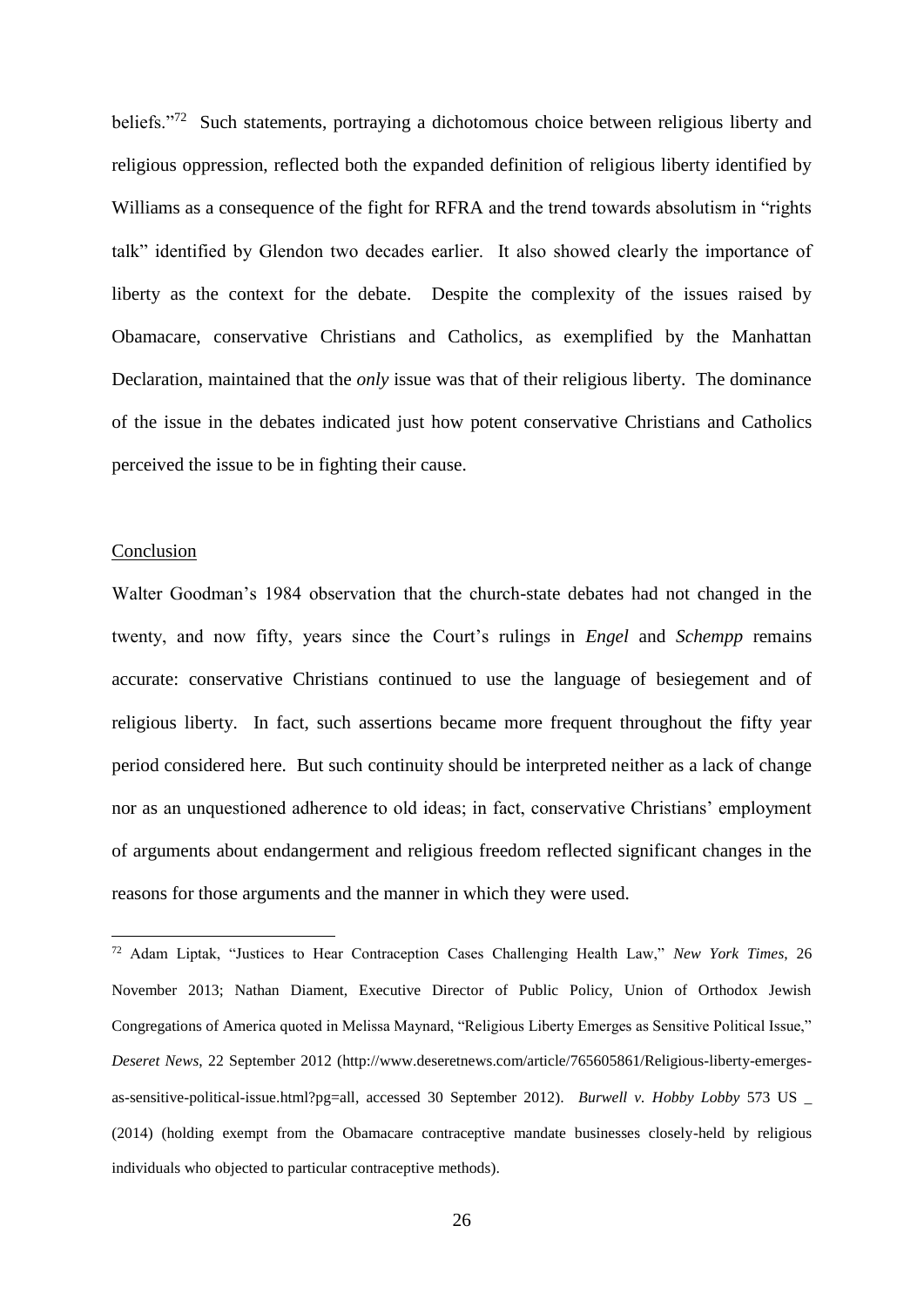beliefs."[72] Such statements, portraying a dichotomous choice between religious liberty and religious oppression, reflected both the expanded definition of religious liberty identified by Williams as a consequence of the fight for RFRA and the trend towards absolutism in "rights talk" identified by Glendon two decades earlier. It also showed clearly the importance of liberty as the context for the debate. Despite the complexity of the issues raised by Obamacare, conservative Christians and Catholics, as exemplified by the Manhattan Declaration, maintained that the *only* issue was that of their religious liberty. The dominance of the issue in the debates indicated just how potent conservative Christians and Catholics perceived the issue to be in fighting their cause.

## Conclusion

Walter Goodman's 1984 observation that the church-state debates had not changed in the twenty, and now fifty, years since the Court's rulings in *Engel* and *Schempp* remains accurate: conservative Christians continued to use the language of besiegement and of religious liberty. In fact, such assertions became more frequent throughout the fifty year period considered here. But such continuity should be interpreted neither as a lack of change nor as an unquestioned adherence to old ideas; in fact, conservative Christians' employment of arguments about endangerment and religious freedom reflected significant changes in the reasons for those arguments and the manner in which they were used.

---

[72] Adam Liptak, "Justices to Hear Contraception Cases Challenging Health Law," *New York Times*, 26 November 2013; Nathan Diament, Executive Director of Public Policy, Union of Orthodox Jewish Congregations of America quoted in Melissa Maynard, "Religious Liberty Emerges as Sensitive Political Issue," *Deseret News*, 22 September 2012 (http://www.deseretnews.com/article/765605861/Religious-liberty-emerges-as-sensitive-political-issue.html?pg=all, accessed 30 September 2012). *Burwell v. Hobby Lobby* 573 US _ (2014) (holding exempt from the Obamacare contraceptive mandate businesses closely-held by religious individuals who objected to particular contraceptive methods).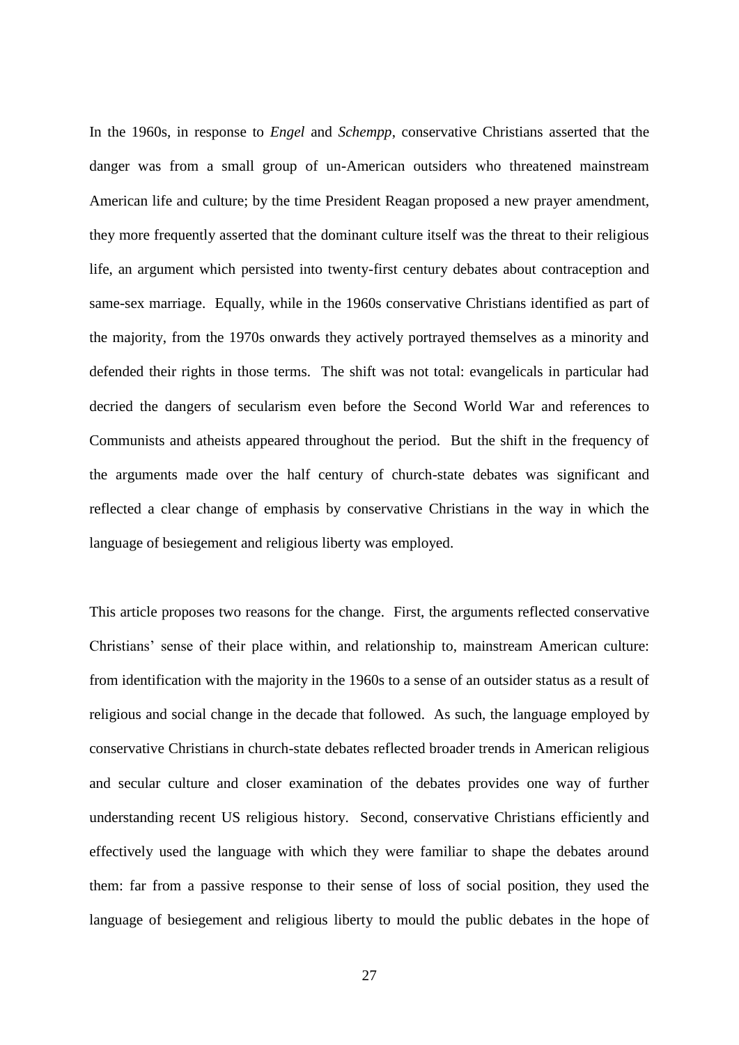In the 1960s, in response to *Engel* and *Schempp*, conservative Christians asserted that the danger was from a small group of un-American outsiders who threatened mainstream American life and culture; by the time President Reagan proposed a new prayer amendment, they more frequently asserted that the dominant culture itself was the threat to their religious life, an argument which persisted into twenty-first century debates about contraception and same-sex marriage. Equally, while in the 1960s conservative Christians identified as part of the majority, from the 1970s onwards they actively portrayed themselves as a minority and defended their rights in those terms. The shift was not total: evangelicals in particular had decried the dangers of secularism even before the Second World War and references to Communists and atheists appeared throughout the period. But the shift in the frequency of the arguments made over the half century of church-state debates was significant and reflected a clear change of emphasis by conservative Christians in the way in which the language of besiegement and religious liberty was employed.

This article proposes two reasons for the change. First, the arguments reflected conservative Christians' sense of their place within, and relationship to, mainstream American culture: from identification with the majority in the 1960s to a sense of an outsider status as a result of religious and social change in the decade that followed. As such, the language employed by conservative Christians in church-state debates reflected broader trends in American religious and secular culture and closer examination of the debates provides one way of further understanding recent US religious history. Second, conservative Christians efficiently and effectively used the language with which they were familiar to shape the debates around them: far from a passive response to their sense of loss of social position, they used the language of besiegement and religious liberty to mould the public debates in the hope of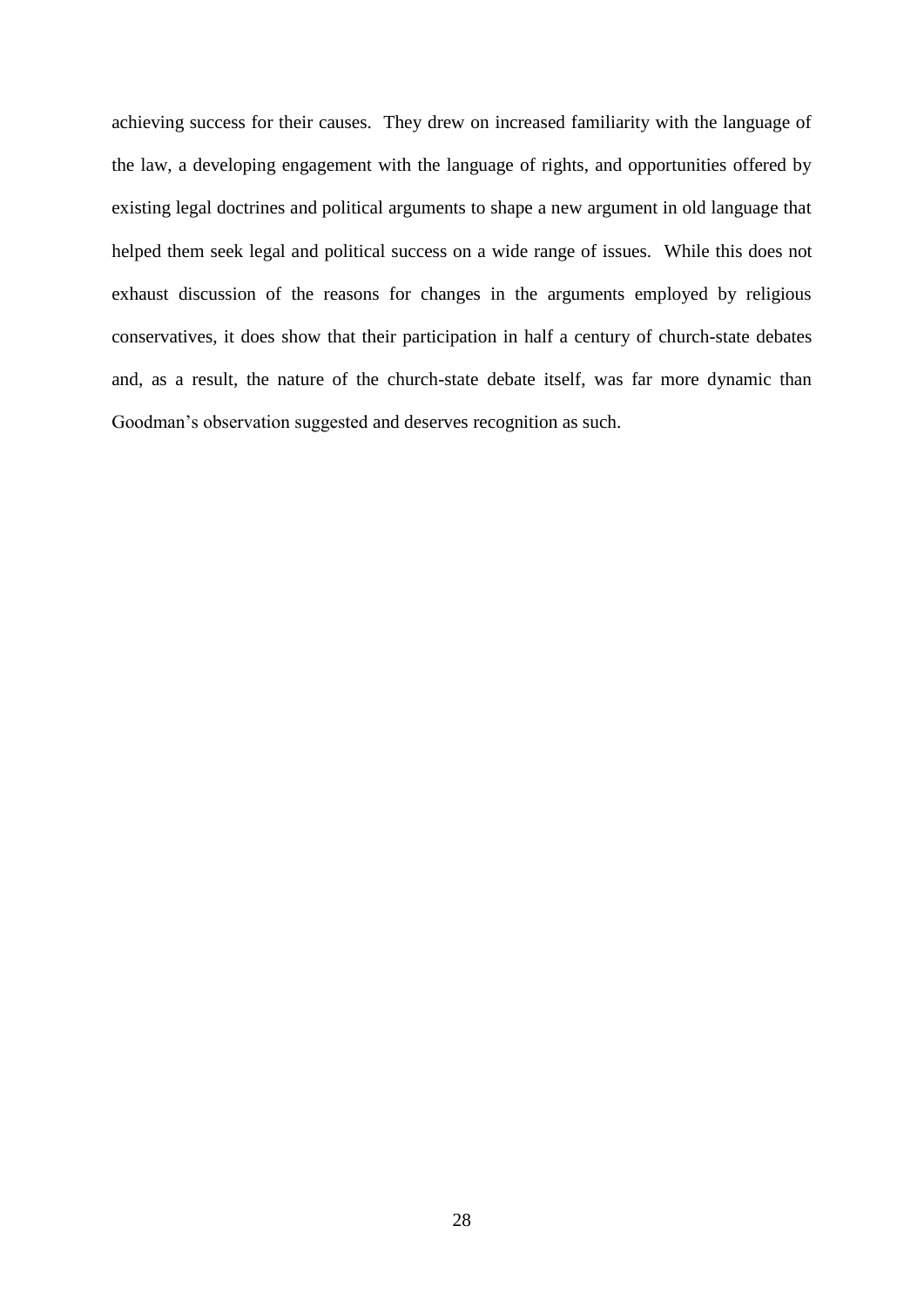achieving success for their causes. They drew on increased familiarity with the language of the law, a developing engagement with the language of rights, and opportunities offered by existing legal doctrines and political arguments to shape a new argument in old language that helped them seek legal and political success on a wide range of issues. While this does not exhaust discussion of the reasons for changes in the arguments employed by religious conservatives, it does show that their participation in half a century of church-state debates and, as a result, the nature of the church-state debate itself, was far more dynamic than Goodman's observation suggested and deserves recognition as such.